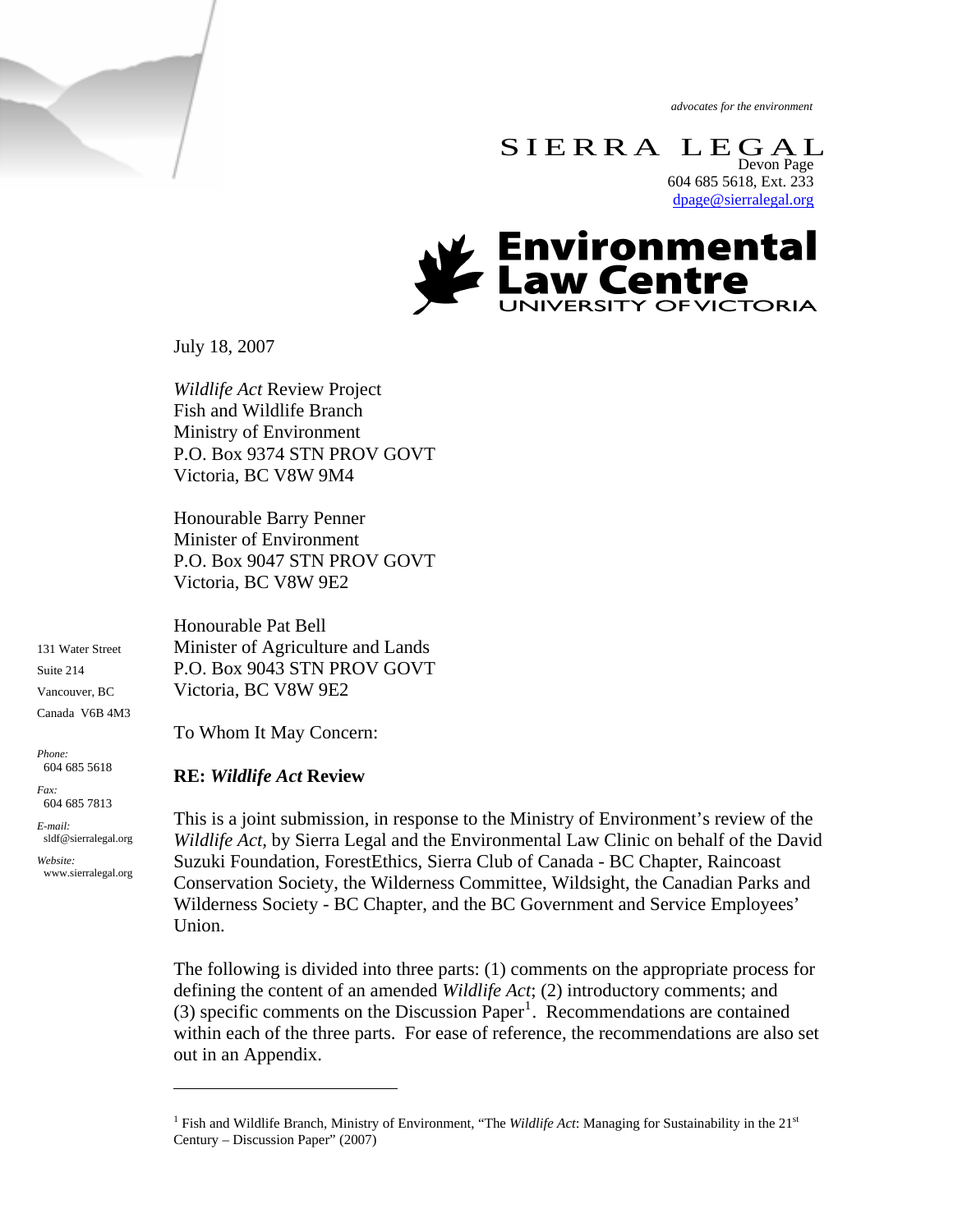*advocates for the environment*

SIERRA LEGAL

Devon Page
604 685 5618, Ext. 233
dpage@sierralegal.org

Environmental Law Centre
UNIVERSITY OF VICTORIA

131 Water Street
Suite 214
Vancouver, BC
Canada V6B 4M3

*Phone:* 604 685 5618

*Fax:* 604 685 7813

*E-mail:* sldf@sierralegal.org

*Website:* www.sierralegal.org

July 18, 2007

*Wildlife Act* Review Project
Fish and Wildlife Branch
Ministry of Environment
P.O. Box 9374 STN PROV GOVT
Victoria, BC V8W 9M4

Honourable Barry Penner
Minister of Environment
P.O. Box 9047 STN PROV GOVT
Victoria, BC V8W 9E2

Honourable Pat Bell
Minister of Agriculture and Lands
P.O. Box 9043 STN PROV GOVT
Victoria, BC V8W 9E2

To Whom It May Concern:

**RE: *Wildlife Act* Review**

This is a joint submission, in response to the Ministry of Environment's review of the *Wildlife Act*, by Sierra Legal and the Environmental Law Clinic on behalf of the David Suzuki Foundation, ForestEthics, Sierra Club of Canada - BC Chapter, Raincoast Conservation Society, the Wilderness Committee, Wildsight, the Canadian Parks and Wilderness Society - BC Chapter, and the BC Government and Service Employees' Union.

The following is divided into three parts: (1) comments on the appropriate process for defining the content of an amended *Wildlife Act*; (2) introductory comments; and (3) specific comments on the Discussion Paper[1]. Recommendations are contained within each of the three parts. For ease of reference, the recommendations are also set out in an Appendix.

---

[1] Fish and Wildlife Branch, Ministry of Environment, "The *Wildlife Act*: Managing for Sustainability in the 21st Century – Discussion Paper" (2007)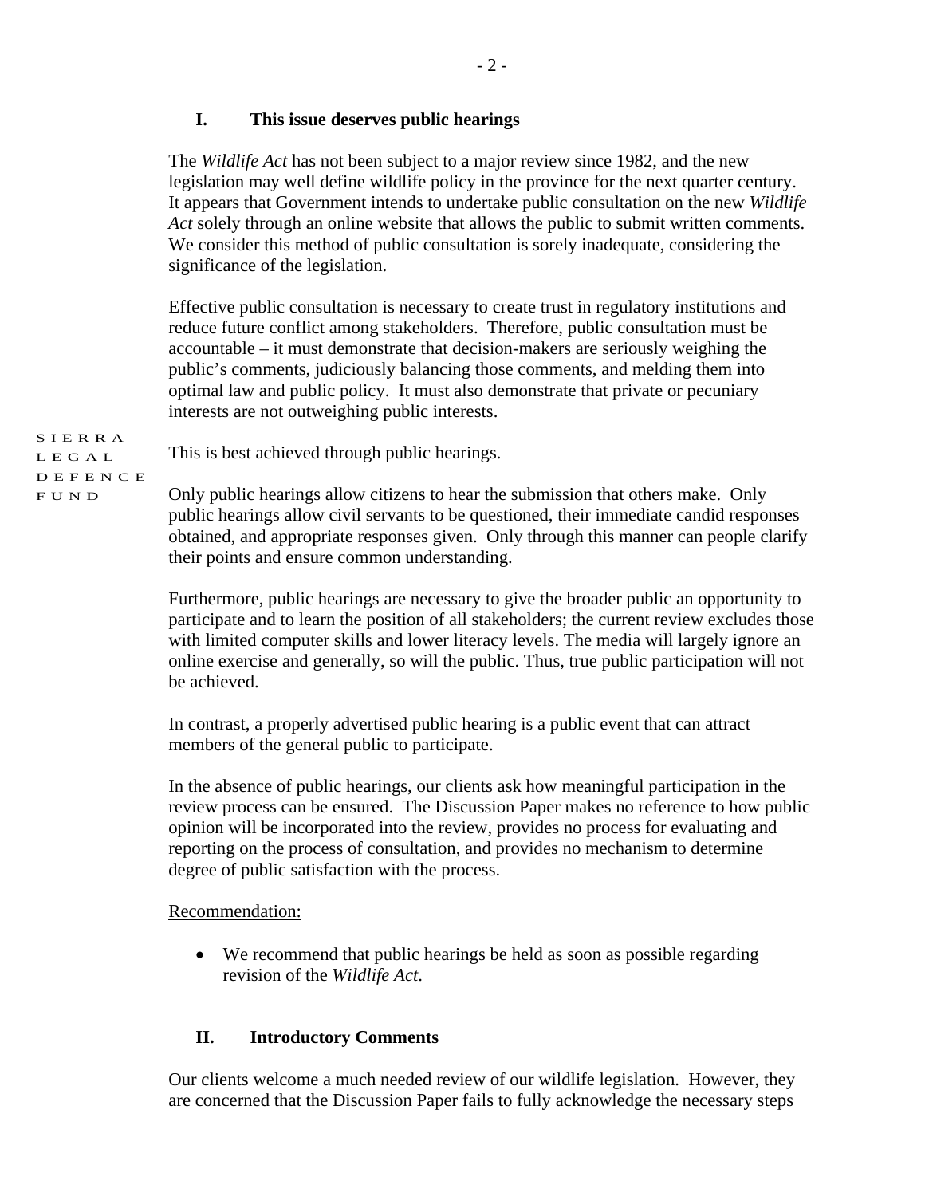## I. This issue deserves public hearings

The *Wildlife Act* has not been subject to a major review since 1982, and the new legislation may well define wildlife policy in the province for the next quarter century. It appears that Government intends to undertake public consultation on the new *Wildlife Act* solely through an online website that allows the public to submit written comments. We consider this method of public consultation is sorely inadequate, considering the significance of the legislation.

Effective public consultation is necessary to create trust in regulatory institutions and reduce future conflict among stakeholders. Therefore, public consultation must be accountable – it must demonstrate that decision-makers are seriously weighing the public's comments, judiciously balancing those comments, and melding them into optimal law and public policy. It must also demonstrate that private or pecuniary interests are not outweighing public interests.

This is best achieved through public hearings.

Only public hearings allow citizens to hear the submission that others make. Only public hearings allow civil servants to be questioned, their immediate candid responses obtained, and appropriate responses given. Only through this manner can people clarify their points and ensure common understanding.

Furthermore, public hearings are necessary to give the broader public an opportunity to participate and to learn the position of all stakeholders; the current review excludes those with limited computer skills and lower literacy levels. The media will largely ignore an online exercise and generally, so will the public. Thus, true public participation will not be achieved.

In contrast, a properly advertised public hearing is a public event that can attract members of the general public to participate.

In the absence of public hearings, our clients ask how meaningful participation in the review process can be ensured. The Discussion Paper makes no reference to how public opinion will be incorporated into the review, provides no process for evaluating and reporting on the process of consultation, and provides no mechanism to determine degree of public satisfaction with the process.

Recommendation:

- We recommend that public hearings be held as soon as possible regarding revision of the *Wildlife Act*.

## II. Introductory Comments

Our clients welcome a much needed review of our wildlife legislation. However, they are concerned that the Discussion Paper fails to fully acknowledge the necessary steps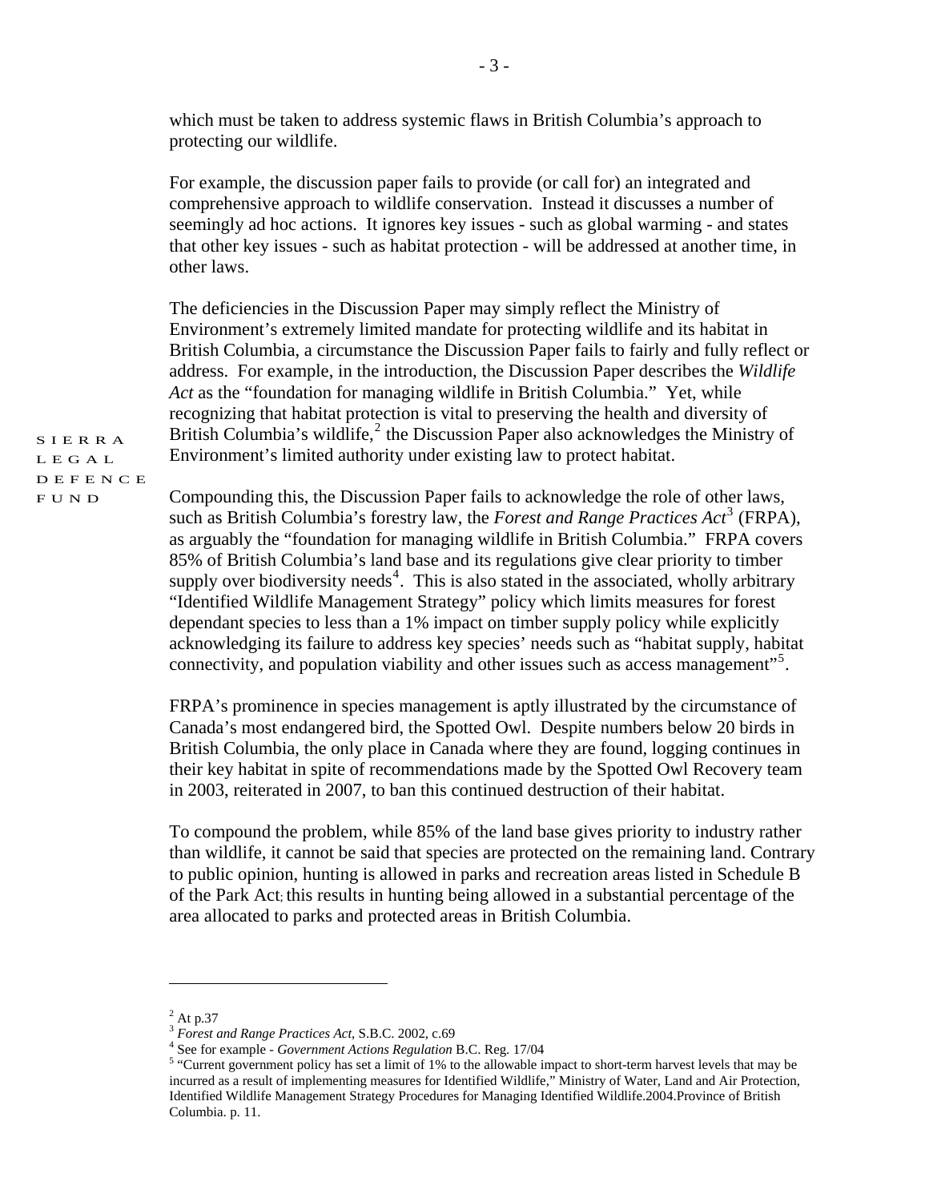which must be taken to address systemic flaws in British Columbia's approach to protecting our wildlife.

For example, the discussion paper fails to provide (or call for) an integrated and comprehensive approach to wildlife conservation. Instead it discusses a number of seemingly ad hoc actions. It ignores key issues - such as global warming - and states that other key issues - such as habitat protection - will be addressed at another time, in other laws.

The deficiencies in the Discussion Paper may simply reflect the Ministry of Environment's extremely limited mandate for protecting wildlife and its habitat in British Columbia, a circumstance the Discussion Paper fails to fairly and fully reflect or address. For example, in the introduction, the Discussion Paper describes the *Wildlife Act* as the "foundation for managing wildlife in British Columbia." Yet, while recognizing that habitat protection is vital to preserving the health and diversity of British Columbia's wildlife,[2] the Discussion Paper also acknowledges the Ministry of Environment's limited authority under existing law to protect habitat.

Compounding this, the Discussion Paper fails to acknowledge the role of other laws, such as British Columbia's forestry law, the *Forest and Range Practices Act*[3] (FRPA), as arguably the "foundation for managing wildlife in British Columbia." FRPA covers 85% of British Columbia's land base and its regulations give clear priority to timber supply over biodiversity needs[4]. This is also stated in the associated, wholly arbitrary "Identified Wildlife Management Strategy" policy which limits measures for forest dependant species to less than a 1% impact on timber supply policy while explicitly acknowledging its failure to address key species' needs such as "habitat supply, habitat connectivity, and population viability and other issues such as access management"[5].

FRPA's prominence in species management is aptly illustrated by the circumstance of Canada's most endangered bird, the Spotted Owl. Despite numbers below 20 birds in British Columbia, the only place in Canada where they are found, logging continues in their key habitat in spite of recommendations made by the Spotted Owl Recovery team in 2003, reiterated in 2007, to ban this continued destruction of their habitat.

To compound the problem, while 85% of the land base gives priority to industry rather than wildlife, it cannot be said that species are protected on the remaining land. Contrary to public opinion, hunting is allowed in parks and recreation areas listed in Schedule B of the Park Act; this results in hunting being allowed in a substantial percentage of the area allocated to parks and protected areas in British Columbia.

---

[2] At p.37

[3] *Forest and Range Practices Act*, S.B.C. 2002, c.69

[4] See for example - *Government Actions Regulation* B.C. Reg. 17/04

[5] "Current government policy has set a limit of 1% to the allowable impact to short-term harvest levels that may be incurred as a result of implementing measures for Identified Wildlife," Ministry of Water, Land and Air Protection, Identified Wildlife Management Strategy Procedures for Managing Identified Wildlife.2004.Province of British Columbia. p. 11.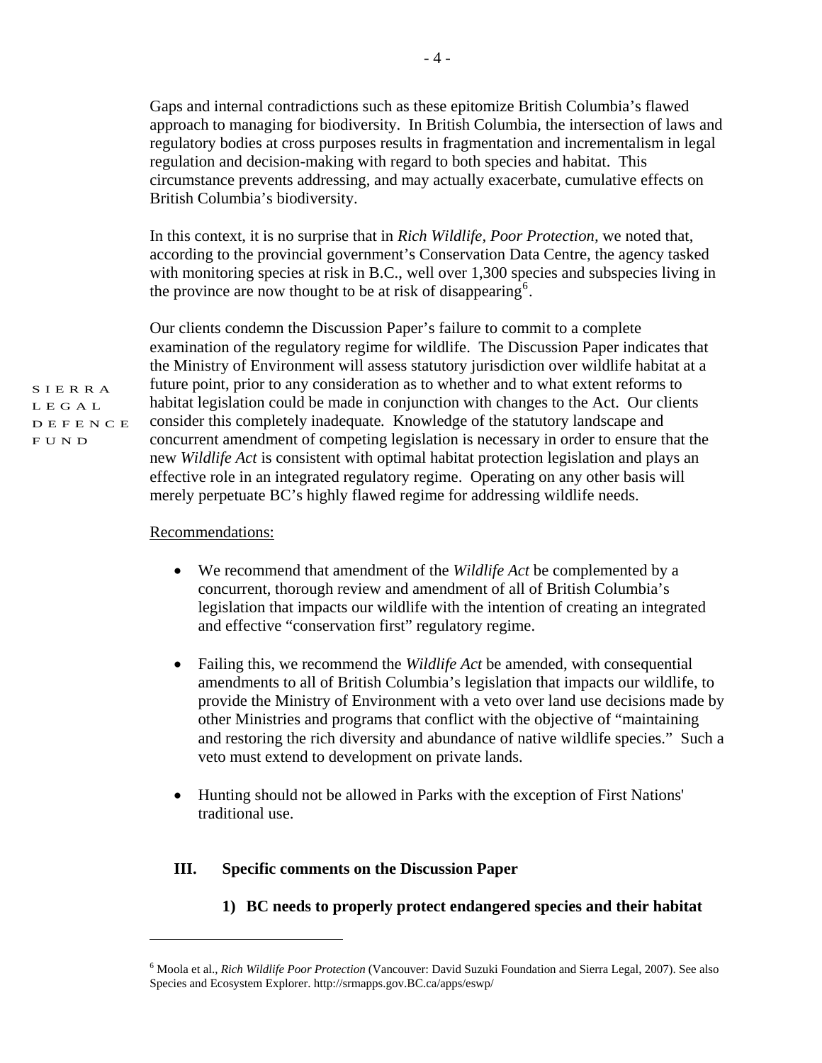Gaps and internal contradictions such as these epitomize British Columbia's flawed approach to managing for biodiversity. In British Columbia, the intersection of laws and regulatory bodies at cross purposes results in fragmentation and incrementalism in legal regulation and decision-making with regard to both species and habitat. This circumstance prevents addressing, and may actually exacerbate, cumulative effects on British Columbia's biodiversity.

In this context, it is no surprise that in *Rich Wildlife, Poor Protection,* we noted that, according to the provincial government's Conservation Data Centre, the agency tasked with monitoring species at risk in B.C., well over 1,300 species and subspecies living in the province are now thought to be at risk of disappearing[6].

Our clients condemn the Discussion Paper's failure to commit to a complete examination of the regulatory regime for wildlife. The Discussion Paper indicates that the Ministry of Environment will assess statutory jurisdiction over wildlife habitat at a future point, prior to any consideration as to whether and to what extent reforms to habitat legislation could be made in conjunction with changes to the Act. Our clients consider this completely inadequate. Knowledge of the statutory landscape and concurrent amendment of competing legislation is necessary in order to ensure that the new *Wildlife Act* is consistent with optimal habitat protection legislation and plays an effective role in an integrated regulatory regime. Operating on any other basis will merely perpetuate BC's highly flawed regime for addressing wildlife needs.

Recommendations:

- We recommend that amendment of the *Wildlife Act* be complemented by a concurrent, thorough review and amendment of all of British Columbia's legislation that impacts our wildlife with the intention of creating an integrated and effective "conservation first" regulatory regime.

- Failing this, we recommend the *Wildlife Act* be amended, with consequential amendments to all of British Columbia's legislation that impacts our wildlife, to provide the Ministry of Environment with a veto over land use decisions made by other Ministries and programs that conflict with the objective of "maintaining and restoring the rich diversity and abundance of native wildlife species." Such a veto must extend to development on private lands.

- Hunting should not be allowed in Parks with the exception of First Nations' traditional use.

## III. Specific comments on the Discussion Paper

### 1) BC needs to properly protect endangered species and their habitat

---

[6] Moola et al., *Rich Wildlife Poor Protection* (Vancouver: David Suzuki Foundation and Sierra Legal, 2007). See also Species and Ecosystem Explorer. http://srmapps.gov.BC.ca/apps/eswp/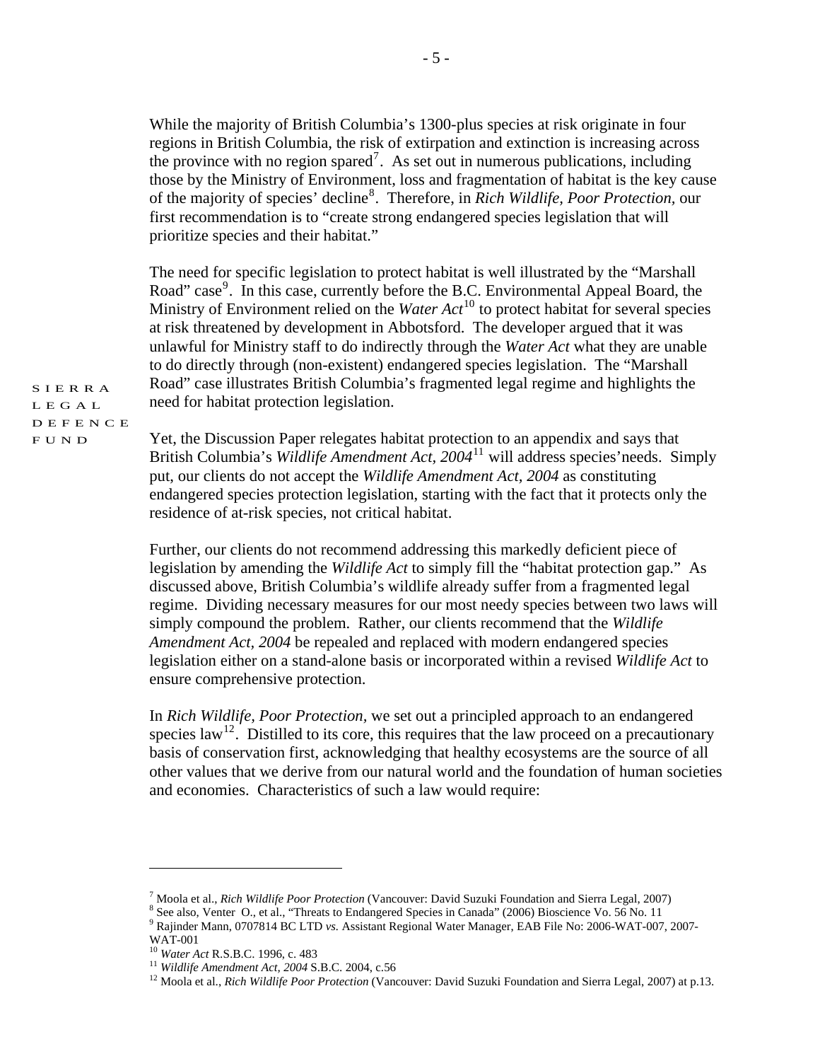While the majority of British Columbia's 1300-plus species at risk originate in four regions in British Columbia, the risk of extirpation and extinction is increasing across the province with no region spared[7]. As set out in numerous publications, including those by the Ministry of Environment, loss and fragmentation of habitat is the key cause of the majority of species' decline[8]. Therefore, in *Rich Wildlife, Poor Protection,* our first recommendation is to "create strong endangered species legislation that will prioritize species and their habitat."

The need for specific legislation to protect habitat is well illustrated by the "Marshall Road" case[9]. In this case, currently before the B.C. Environmental Appeal Board, the Ministry of Environment relied on the *Water Act*[10] to protect habitat for several species at risk threatened by development in Abbotsford. The developer argued that it was unlawful for Ministry staff to do indirectly through the *Water Act* what they are unable to do directly through (non-existent) endangered species legislation. The "Marshall Road" case illustrates British Columbia's fragmented legal regime and highlights the need for habitat protection legislation.

SIERRA LEGAL DEFENCE FUND

Yet, the Discussion Paper relegates habitat protection to an appendix and says that British Columbia's *Wildlife Amendment Act, 2004*[11] will address species'needs. Simply put, our clients do not accept the *Wildlife Amendment Act, 2004* as constituting endangered species protection legislation, starting with the fact that it protects only the residence of at-risk species, not critical habitat.

Further, our clients do not recommend addressing this markedly deficient piece of legislation by amending the *Wildlife Act* to simply fill the "habitat protection gap." As discussed above, British Columbia's wildlife already suffer from a fragmented legal regime. Dividing necessary measures for our most needy species between two laws will simply compound the problem. Rather, our clients recommend that the *Wildlife Amendment Act, 2004* be repealed and replaced with modern endangered species legislation either on a stand-alone basis or incorporated within a revised *Wildlife Act* to ensure comprehensive protection.

In *Rich Wildlife, Poor Protection*, we set out a principled approach to an endangered species law[12]. Distilled to its core, this requires that the law proceed on a precautionary basis of conservation first, acknowledging that healthy ecosystems are the source of all other values that we derive from our natural world and the foundation of human societies and economies. Characteristics of such a law would require:

---

[7] Moola et al., *Rich Wildlife Poor Protection* (Vancouver: David Suzuki Foundation and Sierra Legal, 2007)
[8] See also, Venter O., et al., "Threats to Endangered Species in Canada" (2006) Bioscience Vo. 56 No. 11
[9] Rajinder Mann, 0707814 BC LTD *vs.* Assistant Regional Water Manager, EAB File No: 2006-WAT-007, 2007-WAT-001
[10] *Water Act* R.S.B.C. 1996, c. 483
[11] *Wildlife Amendment Act, 2004* S.B.C. 2004, c.56
[12] Moola et al., *Rich Wildlife Poor Protection* (Vancouver: David Suzuki Foundation and Sierra Legal, 2007) at p.13.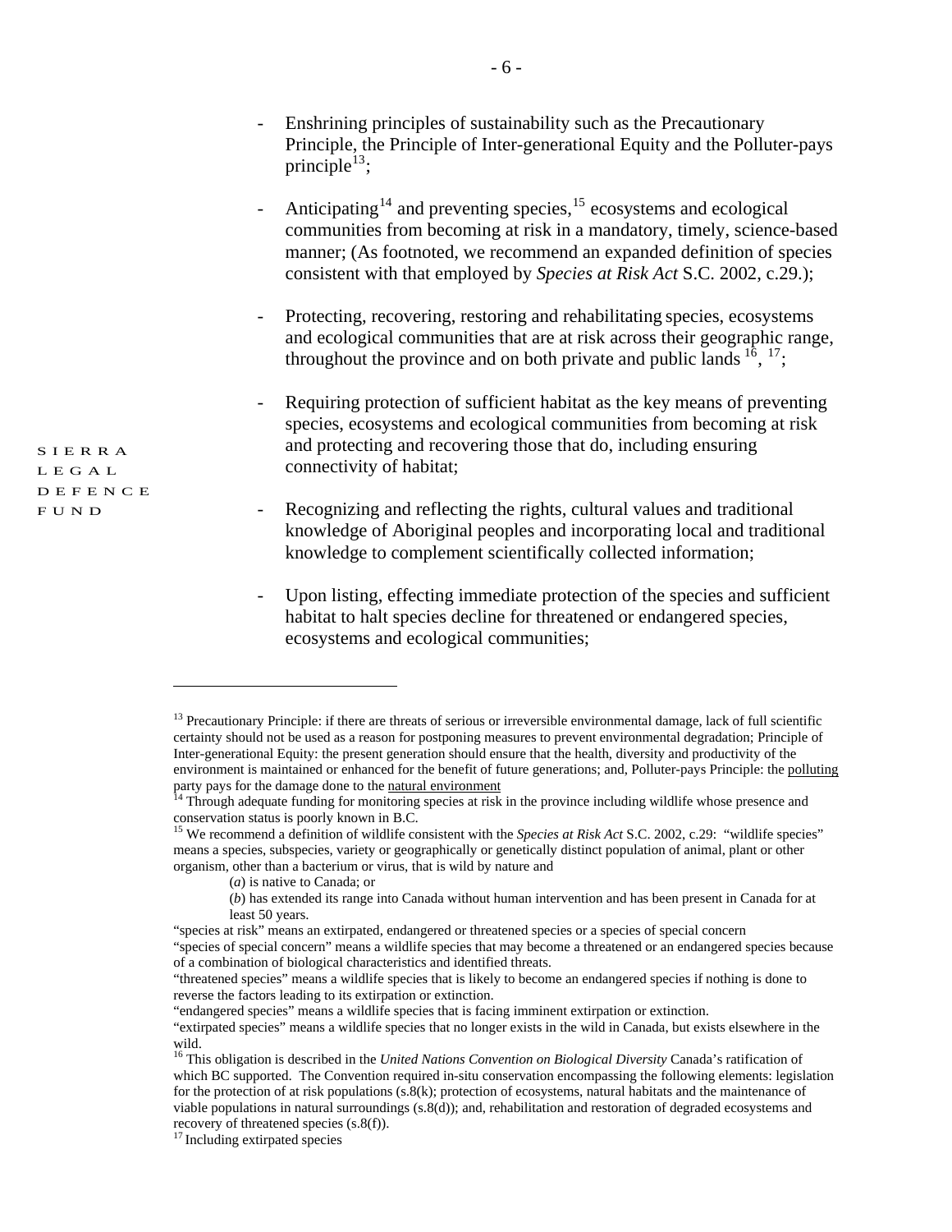- Enshrining principles of sustainability such as the Precautionary Principle, the Principle of Inter-generational Equity and the Polluter-pays principle[13];

- Anticipating[14] and preventing species,[15] ecosystems and ecological communities from becoming at risk in a mandatory, timely, science-based manner; (As footnoted, we recommend an expanded definition of species consistent with that employed by *Species at Risk Act* S.C. 2002, c.29.);

- Protecting, recovering, restoring and rehabilitating species, ecosystems and ecological communities that are at risk across their geographic range, throughout the province and on both private and public lands [16], [17];

- Requiring protection of sufficient habitat as the key means of preventing species, ecosystems and ecological communities from becoming at risk and protecting and recovering those that do, including ensuring connectivity of habitat;

- Recognizing and reflecting the rights, cultural values and traditional knowledge of Aboriginal peoples and incorporating local and traditional knowledge to complement scientifically collected information;

- Upon listing, effecting immediate protection of the species and sufficient habitat to halt species decline for threatened or endangered species, ecosystems and ecological communities;

---

[13] Precautionary Principle: if there are threats of serious or irreversible environmental damage, lack of full scientific certainty should not be used as a reason for postponing measures to prevent environmental degradation; Principle of Inter-generational Equity: the present generation should ensure that the health, diversity and productivity of the environment is maintained or enhanced for the benefit of future generations; and, Polluter-pays Principle: the polluting party pays for the damage done to the natural environment

[14] Through adequate funding for monitoring species at risk in the province including wildlife whose presence and conservation status is poorly known in B.C.

[15] We recommend a definition of wildlife consistent with the *Species at Risk Act* S.C. 2002, c.29: "wildlife species" means a species, subspecies, variety or geographically or genetically distinct population of animal, plant or other organism, other than a bacterium or virus, that is wild by nature and

(*a*) is native to Canada; or

(*b*) has extended its range into Canada without human intervention and has been present in Canada for at least 50 years.

"species at risk" means an extirpated, endangered or threatened species or a species of special concern

"species of special concern" means a wildlife species that may become a threatened or an endangered species because of a combination of biological characteristics and identified threats.

"threatened species" means a wildlife species that is likely to become an endangered species if nothing is done to reverse the factors leading to its extirpation or extinction.

"endangered species" means a wildlife species that is facing imminent extirpation or extinction.

"extirpated species" means a wildlife species that no longer exists in the wild in Canada, but exists elsewhere in the wild.

[16] This obligation is described in the *United Nations Convention on Biological Diversity* Canada's ratification of which BC supported. The Convention required in-situ conservation encompassing the following elements: legislation for the protection of at risk populations (s.8(k); protection of ecosystems, natural habitats and the maintenance of viable populations in natural surroundings (s.8(d)); and, rehabilitation and restoration of degraded ecosystems and recovery of threatened species (s.8(f)).

[17] Including extirpated species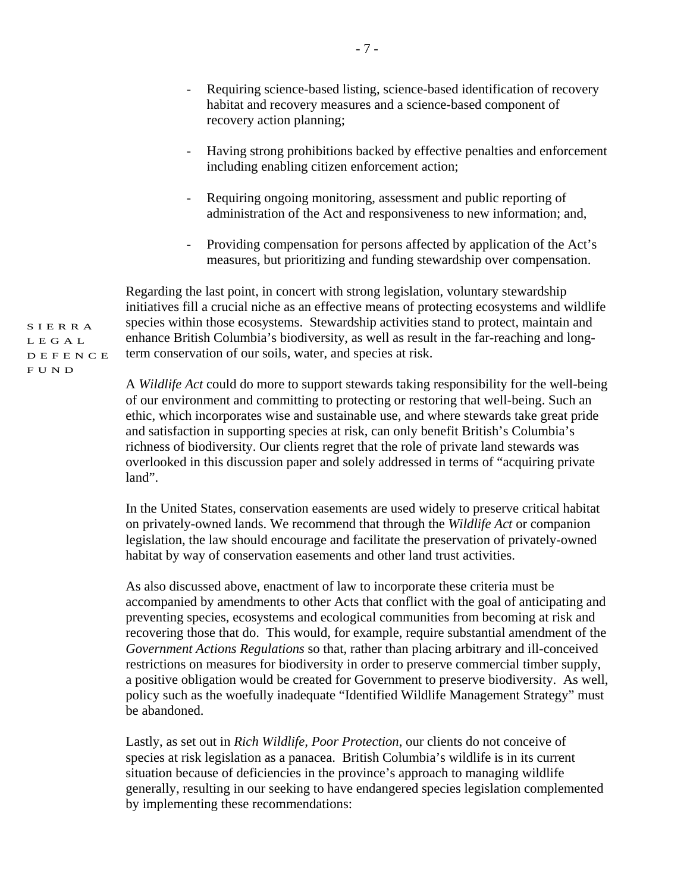- Requiring science-based listing, science-based identification of recovery habitat and recovery measures and a science-based component of recovery action planning;

- Having strong prohibitions backed by effective penalties and enforcement including enabling citizen enforcement action;

- Requiring ongoing monitoring, assessment and public reporting of administration of the Act and responsiveness to new information; and,

- Providing compensation for persons affected by application of the Act's measures, but prioritizing and funding stewardship over compensation.

Regarding the last point, in concert with strong legislation, voluntary stewardship initiatives fill a crucial niche as an effective means of protecting ecosystems and wildlife species within those ecosystems. Stewardship activities stand to protect, maintain and enhance British Columbia's biodiversity, as well as result in the far-reaching and long-term conservation of our soils, water, and species at risk.

A *Wildlife Act* could do more to support stewards taking responsibility for the well-being of our environment and committing to protecting or restoring that well-being. Such an ethic, which incorporates wise and sustainable use, and where stewards take great pride and satisfaction in supporting species at risk, can only benefit British's Columbia's richness of biodiversity. Our clients regret that the role of private land stewards was overlooked in this discussion paper and solely addressed in terms of "acquiring private land".

In the United States, conservation easements are used widely to preserve critical habitat on privately-owned lands. We recommend that through the *Wildlife Act* or companion legislation, the law should encourage and facilitate the preservation of privately-owned habitat by way of conservation easements and other land trust activities.

As also discussed above, enactment of law to incorporate these criteria must be accompanied by amendments to other Acts that conflict with the goal of anticipating and preventing species, ecosystems and ecological communities from becoming at risk and recovering those that do. This would, for example, require substantial amendment of the *Government Actions Regulations* so that, rather than placing arbitrary and ill-conceived restrictions on measures for biodiversity in order to preserve commercial timber supply, a positive obligation would be created for Government to preserve biodiversity. As well, policy such as the woefully inadequate "Identified Wildlife Management Strategy" must be abandoned.

Lastly, as set out in *Rich Wildlife, Poor Protection*, our clients do not conceive of species at risk legislation as a panacea. British Columbia's wildlife is in its current situation because of deficiencies in the province's approach to managing wildlife generally, resulting in our seeking to have endangered species legislation complemented by implementing these recommendations: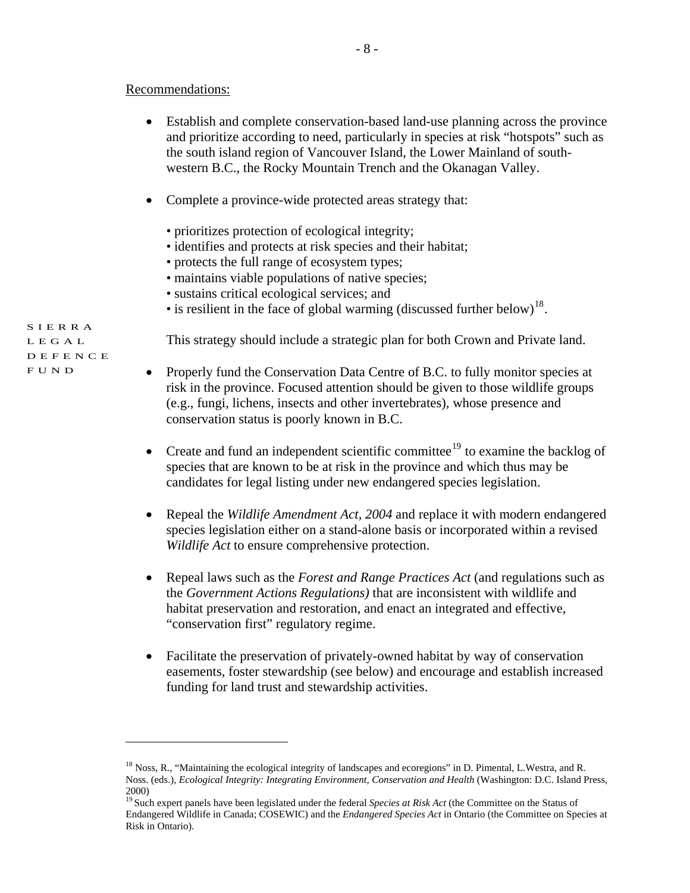Recommendations:

- Establish and complete conservation-based land-use planning across the province and prioritize according to need, particularly in species at risk "hotspots" such as the south island region of Vancouver Island, the Lower Mainland of south-western B.C., the Rocky Mountain Trench and the Okanagan Valley.

- Complete a province-wide protected areas strategy that:

  - prioritizes protection of ecological integrity;
  - identifies and protects at risk species and their habitat;
  - protects the full range of ecosystem types;
  - maintains viable populations of native species;
  - sustains critical ecological services; and
  - is resilient in the face of global warming (discussed further below)[18].

  This strategy should include a strategic plan for both Crown and Private land.

- Properly fund the Conservation Data Centre of B.C. to fully monitor species at risk in the province. Focused attention should be given to those wildlife groups (e.g., fungi, lichens, insects and other invertebrates), whose presence and conservation status is poorly known in B.C.

- Create and fund an independent scientific committee[19] to examine the backlog of species that are known to be at risk in the province and which thus may be candidates for legal listing under new endangered species legislation.

- Repeal the *Wildlife Amendment Act, 2004* and replace it with modern endangered species legislation either on a stand-alone basis or incorporated within a revised *Wildlife Act* to ensure comprehensive protection.

- Repeal laws such as the *Forest and Range Practices Act* (and regulations such as the *Government Actions Regulations)* that are inconsistent with wildlife and habitat preservation and restoration, and enact an integrated and effective, "conservation first" regulatory regime.

- Facilitate the preservation of privately-owned habitat by way of conservation easements, foster stewardship (see below) and encourage and establish increased funding for land trust and stewardship activities.

---

[18] Noss, R., "Maintaining the ecological integrity of landscapes and ecoregions" in D. Pimental, L.Westra, and R. Noss. (eds.), *Ecological Integrity: Integrating Environment, Conservation and Health* (Washington: D.C. Island Press, 2000)

[19] Such expert panels have been legislated under the federal *Species at Risk Act* (the Committee on the Status of Endangered Wildlife in Canada; COSEWIC) and the *Endangered Species Act* in Ontario (the Committee on Species at Risk in Ontario).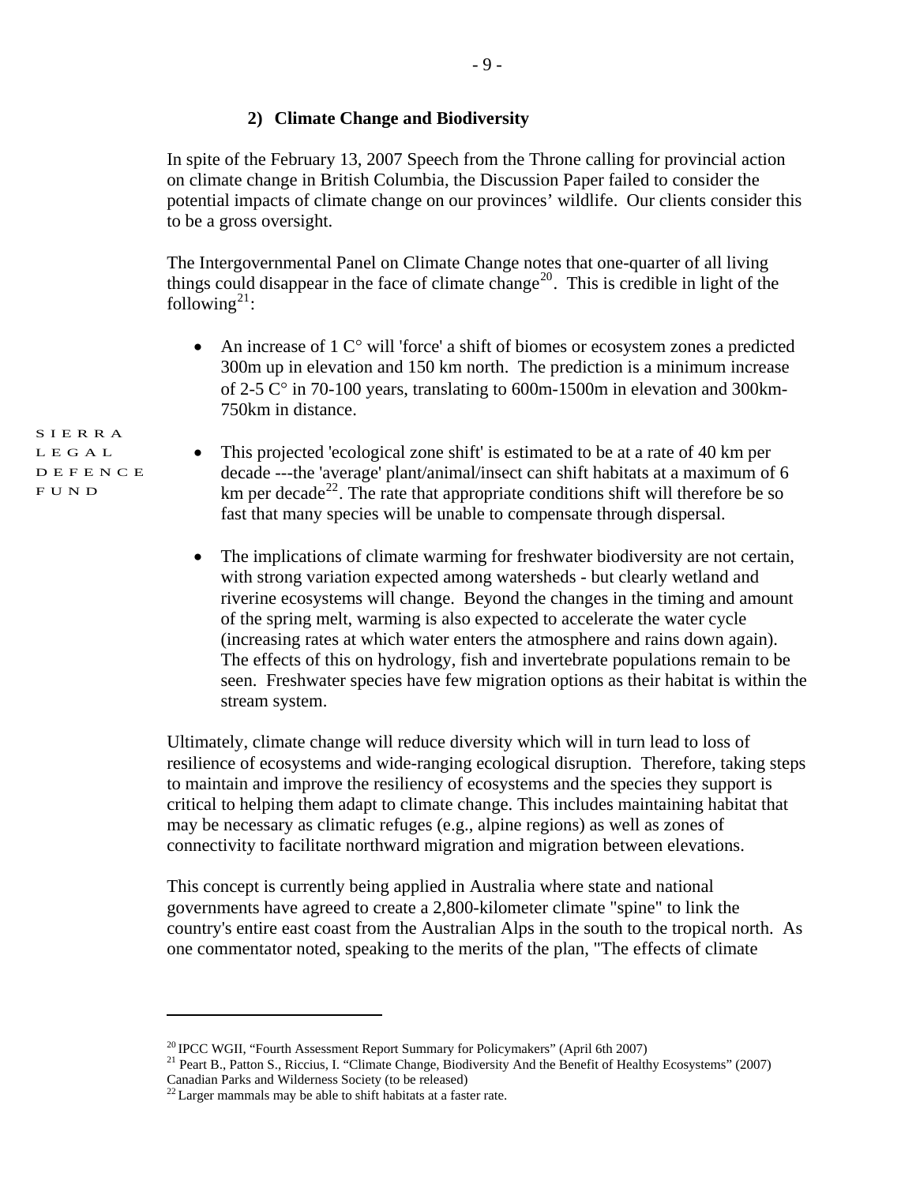### 2) Climate Change and Biodiversity

In spite of the February 13, 2007 Speech from the Throne calling for provincial action on climate change in British Columbia, the Discussion Paper failed to consider the potential impacts of climate change on our provinces' wildlife. Our clients consider this to be a gross oversight.

The Intergovernmental Panel on Climate Change notes that one-quarter of all living things could disappear in the face of climate change[20]. This is credible in light of the following[21]:

- An increase of 1 C° will 'force' a shift of biomes or ecosystem zones a predicted 300m up in elevation and 150 km north. The prediction is a minimum increase of 2-5 C° in 70-100 years, translating to 600m-1500m in elevation and 300km-750km in distance.
- This projected 'ecological zone shift' is estimated to be at a rate of 40 km per decade ---the 'average' plant/animal/insect can shift habitats at a maximum of 6 km per decade[22]. The rate that appropriate conditions shift will therefore be so fast that many species will be unable to compensate through dispersal.
- The implications of climate warming for freshwater biodiversity are not certain, with strong variation expected among watersheds - but clearly wetland and riverine ecosystems will change. Beyond the changes in the timing and amount of the spring melt, warming is also expected to accelerate the water cycle (increasing rates at which water enters the atmosphere and rains down again). The effects of this on hydrology, fish and invertebrate populations remain to be seen. Freshwater species have few migration options as their habitat is within the stream system.

Ultimately, climate change will reduce diversity which will in turn lead to loss of resilience of ecosystems and wide-ranging ecological disruption. Therefore, taking steps to maintain and improve the resiliency of ecosystems and the species they support is critical to helping them adapt to climate change. This includes maintaining habitat that may be necessary as climatic refuges (e.g., alpine regions) as well as zones of connectivity to facilitate northward migration and migration between elevations.

This concept is currently being applied in Australia where state and national governments have agreed to create a 2,800-kilometer climate "spine" to link the country's entire east coast from the Australian Alps in the south to the tropical north. As one commentator noted, speaking to the merits of the plan, "The effects of climate

---

[20] IPCC WGII, "Fourth Assessment Report Summary for Policymakers" (April 6th 2007)

[21] Peart B., Patton S., Riccius, I. "Climate Change, Biodiversity And the Benefit of Healthy Ecosystems" (2007) Canadian Parks and Wilderness Society (to be released)

[22] Larger mammals may be able to shift habitats at a faster rate.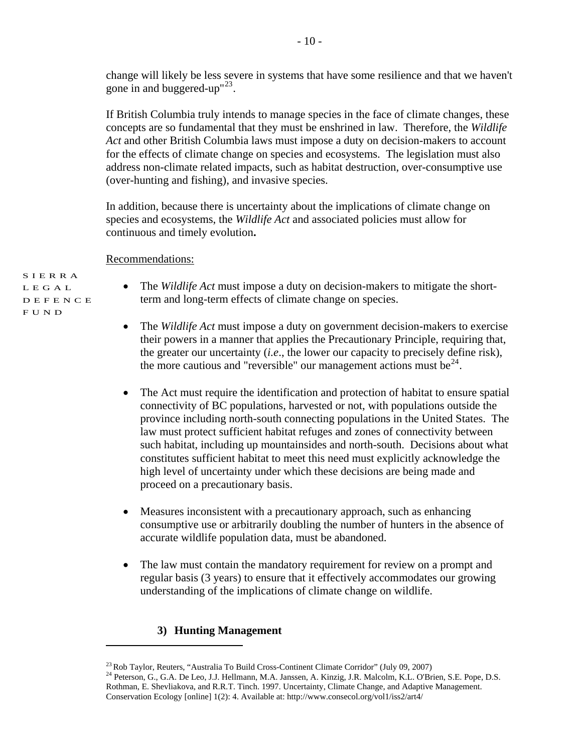change will likely be less severe in systems that have some resilience and that we haven't gone in and buggered-up"[23].

If British Columbia truly intends to manage species in the face of climate changes, these concepts are so fundamental that they must be enshrined in law. Therefore, the *Wildlife Act* and other British Columbia laws must impose a duty on decision-makers to account for the effects of climate change on species and ecosystems. The legislation must also address non-climate related impacts, such as habitat destruction, over-consumptive use (over-hunting and fishing), and invasive species.

In addition, because there is uncertainty about the implications of climate change on species and ecosystems, the *Wildlife Act* and associated policies must allow for continuous and timely evolution**.**

Recommendations:

- The *Wildlife Act* must impose a duty on decision-makers to mitigate the short-term and long-term effects of climate change on species.

- The *Wildlife Act* must impose a duty on government decision-makers to exercise their powers in a manner that applies the Precautionary Principle, requiring that, the greater our uncertainty (*i.e*., the lower our capacity to precisely define risk), the more cautious and "reversible" our management actions must be[24].

- The Act must require the identification and protection of habitat to ensure spatial connectivity of BC populations, harvested or not, with populations outside the province including north-south connecting populations in the United States. The law must protect sufficient habitat refuges and zones of connectivity between such habitat, including up mountainsides and north-south. Decisions about what constitutes sufficient habitat to meet this need must explicitly acknowledge the high level of uncertainty under which these decisions are being made and proceed on a precautionary basis.

- Measures inconsistent with a precautionary approach, such as enhancing consumptive use or arbitrarily doubling the number of hunters in the absence of accurate wildlife population data, must be abandoned.

- The law must contain the mandatory requirement for review on a prompt and regular basis (3 years) to ensure that it effectively accommodates our growing understanding of the implications of climate change on wildlife.

### 3) Hunting Management

[23] Rob Taylor, Reuters, "Australia To Build Cross-Continent Climate Corridor" (July 09, 2007)

[24] Peterson, G., G.A. De Leo, J.J. Hellmann, M.A. Janssen, A. Kinzig, J.R. Malcolm, K.L. O'Brien, S.E. Pope, D.S. Rothman, E. Shevliakova, and R.R.T. Tinch. 1997. Uncertainty, Climate Change, and Adaptive Management. Conservation Ecology [online] 1(2): 4. Available at: http://www.consecol.org/vol1/iss2/art4/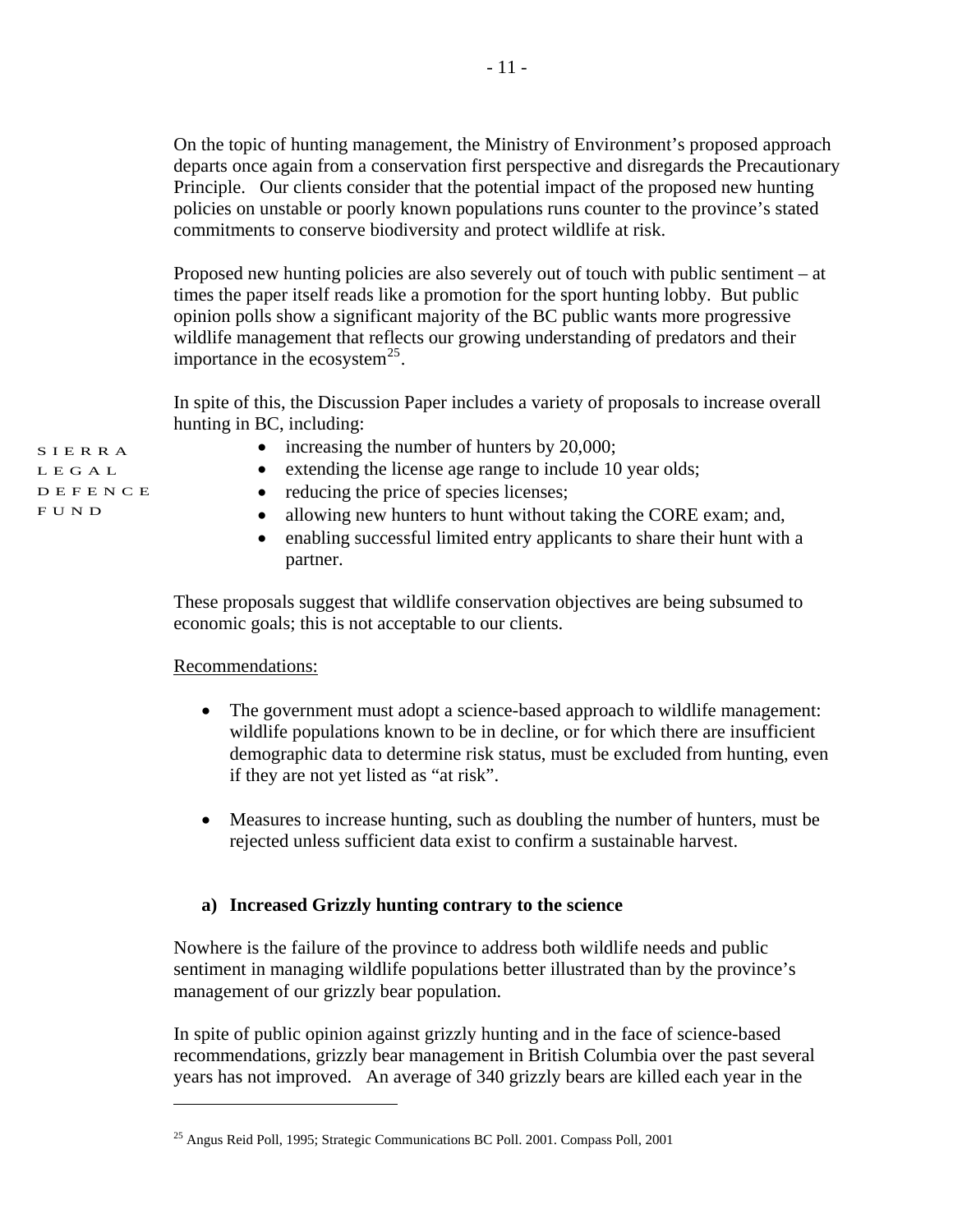On the topic of hunting management, the Ministry of Environment's proposed approach departs once again from a conservation first perspective and disregards the Precautionary Principle. Our clients consider that the potential impact of the proposed new hunting policies on unstable or poorly known populations runs counter to the province's stated commitments to conserve biodiversity and protect wildlife at risk.

Proposed new hunting policies are also severely out of touch with public sentiment – at times the paper itself reads like a promotion for the sport hunting lobby. But public opinion polls show a significant majority of the BC public wants more progressive wildlife management that reflects our growing understanding of predators and their importance in the ecosystem[25].

In spite of this, the Discussion Paper includes a variety of proposals to increase overall hunting in BC, including:

- increasing the number of hunters by 20,000;
- extending the license age range to include 10 year olds;
- reducing the price of species licenses;
- allowing new hunters to hunt without taking the CORE exam; and,
- enabling successful limited entry applicants to share their hunt with a partner.

These proposals suggest that wildlife conservation objectives are being subsumed to economic goals; this is not acceptable to our clients.

<u>Recommendations:</u>

- The government must adopt a science-based approach to wildlife management: wildlife populations known to be in decline, or for which there are insufficient demographic data to determine risk status, must be excluded from hunting, even if they are not yet listed as "at risk".

- Measures to increase hunting, such as doubling the number of hunters, must be rejected unless sufficient data exist to confirm a sustainable harvest.

**a) Increased Grizzly hunting contrary to the science**

Nowhere is the failure of the province to address both wildlife needs and public sentiment in managing wildlife populations better illustrated than by the province's management of our grizzly bear population.

In spite of public opinion against grizzly hunting and in the face of science-based recommendations, grizzly bear management in British Columbia over the past several years has not improved. An average of 340 grizzly bears are killed each year in the

[25] Angus Reid Poll, 1995; Strategic Communications BC Poll. 2001. Compass Poll, 2001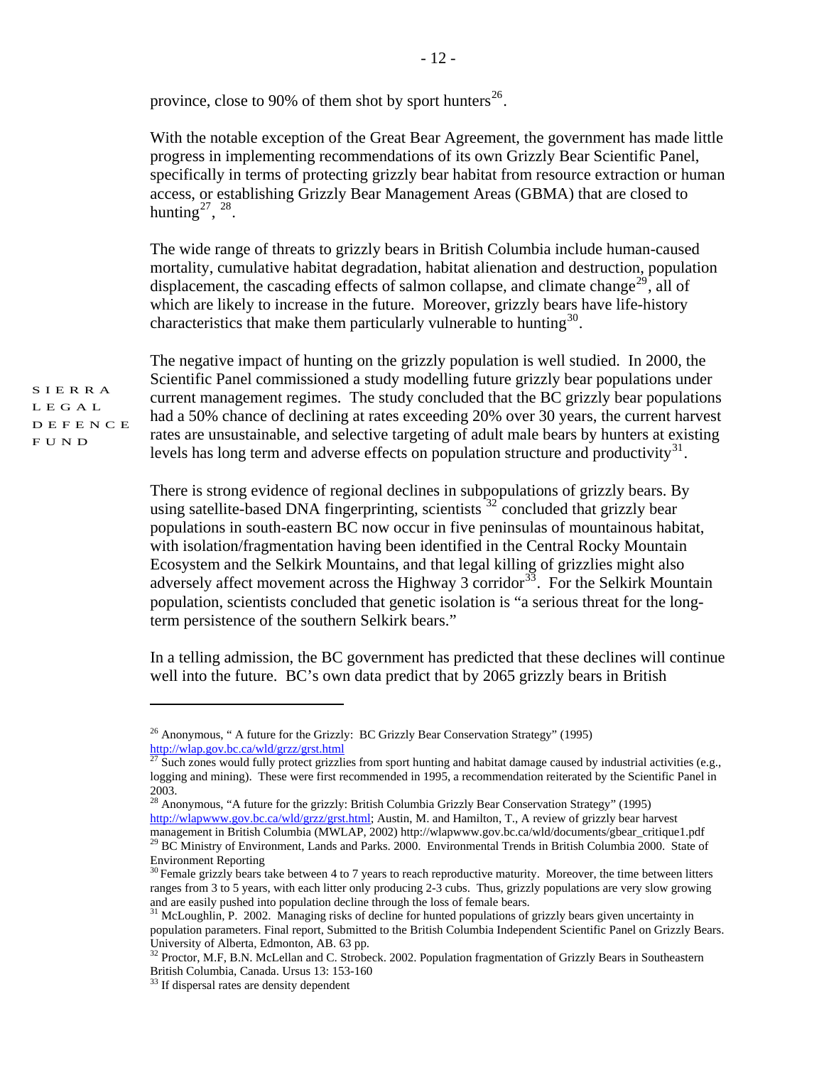province, close to 90% of them shot by sport hunters[26].

With the notable exception of the Great Bear Agreement, the government has made little progress in implementing recommendations of its own Grizzly Bear Scientific Panel, specifically in terms of protecting grizzly bear habitat from resource extraction or human access, or establishing Grizzly Bear Management Areas (GBMA) that are closed to hunting[27], [28].

The wide range of threats to grizzly bears in British Columbia include human-caused mortality, cumulative habitat degradation, habitat alienation and destruction, population displacement, the cascading effects of salmon collapse, and climate change[29], all of which are likely to increase in the future. Moreover, grizzly bears have life-history characteristics that make them particularly vulnerable to hunting[30].

The negative impact of hunting on the grizzly population is well studied. In 2000, the Scientific Panel commissioned a study modelling future grizzly bear populations under current management regimes. The study concluded that the BC grizzly bear populations had a 50% chance of declining at rates exceeding 20% over 30 years, the current harvest rates are unsustainable, and selective targeting of adult male bears by hunters at existing levels has long term and adverse effects on population structure and productivity[31].

There is strong evidence of regional declines in subpopulations of grizzly bears. By using satellite-based DNA fingerprinting, scientists [32] concluded that grizzly bear populations in south-eastern BC now occur in five peninsulas of mountainous habitat, with isolation/fragmentation having been identified in the Central Rocky Mountain Ecosystem and the Selkirk Mountains, and that legal killing of grizzlies might also adversely affect movement across the Highway 3 corridor[33]. For the Selkirk Mountain population, scientists concluded that genetic isolation is "a serious threat for the long-term persistence of the southern Selkirk bears."

In a telling admission, the BC government has predicted that these declines will continue well into the future. BC's own data predict that by 2065 grizzly bears in British

---

[26] Anonymous, " A future for the Grizzly: BC Grizzly Bear Conservation Strategy" (1995) http://wlap.gov.bc.ca/wld/grzz/grst.html

[27] Such zones would fully protect grizzlies from sport hunting and habitat damage caused by industrial activities (e.g., logging and mining). These were first recommended in 1995, a recommendation reiterated by the Scientific Panel in 2003.

[28] Anonymous, "A future for the grizzly: British Columbia Grizzly Bear Conservation Strategy" (1995) http://wlapwww.gov.bc.ca/wld/grzz/grst.html; Austin, M. and Hamilton, T., A review of grizzly bear harvest management in British Columbia (MWLAP, 2002) http://wlapwww.gov.bc.ca/wld/documents/gbear_critique1.pdf

[29] BC Ministry of Environment, Lands and Parks. 2000. Environmental Trends in British Columbia 2000. State of Environment Reporting

[30] Female grizzly bears take between 4 to 7 years to reach reproductive maturity. Moreover, the time between litters ranges from 3 to 5 years, with each litter only producing 2-3 cubs. Thus, grizzly populations are very slow growing and are easily pushed into population decline through the loss of female bears.

[31] McLoughlin, P. 2002. Managing risks of decline for hunted populations of grizzly bears given uncertainty in population parameters. Final report, Submitted to the British Columbia Independent Scientific Panel on Grizzly Bears. University of Alberta, Edmonton, AB. 63 pp.

[32] Proctor, M.F, B.N. McLellan and C. Strobeck. 2002. Population fragmentation of Grizzly Bears in Southeastern British Columbia, Canada. Ursus 13: 153-160

[33] If dispersal rates are density dependent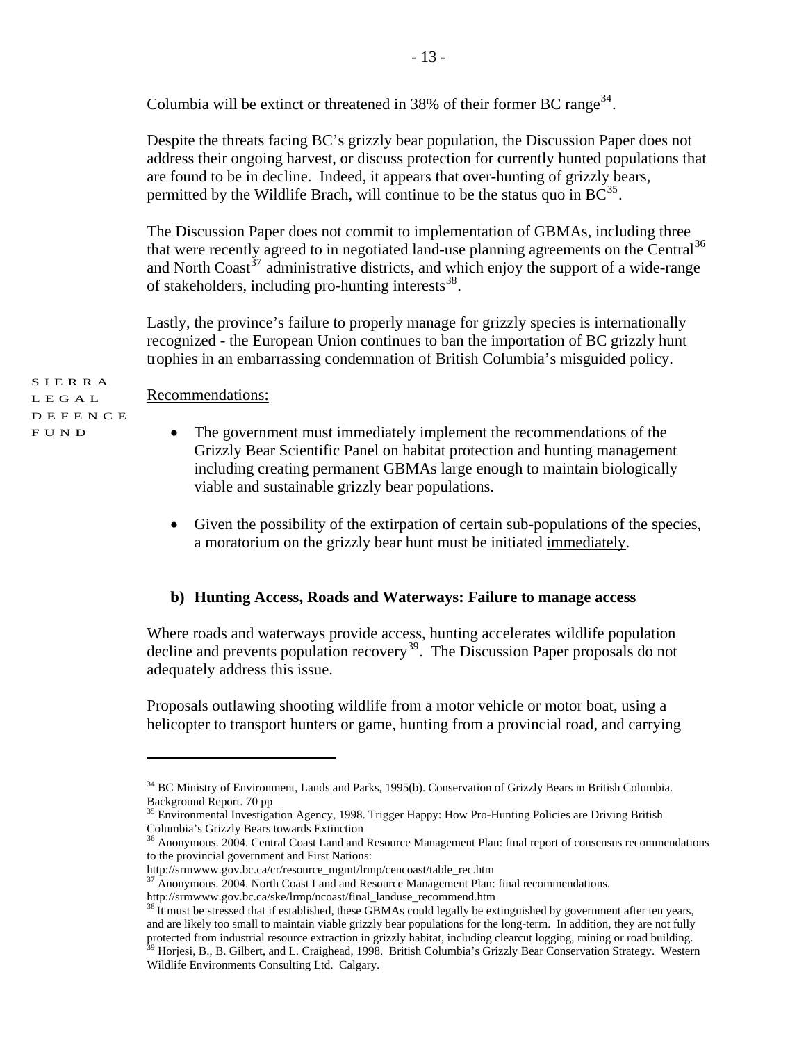Columbia will be extinct or threatened in 38% of their former BC range[34].

Despite the threats facing BC's grizzly bear population, the Discussion Paper does not address their ongoing harvest, or discuss protection for currently hunted populations that are found to be in decline. Indeed, it appears that over-hunting of grizzly bears, permitted by the Wildlife Brach, will continue to be the status quo in BC[35].

The Discussion Paper does not commit to implementation of GBMAs, including three that were recently agreed to in negotiated land-use planning agreements on the Central[36] and North Coast[37] administrative districts, and which enjoy the support of a wide-range of stakeholders, including pro-hunting interests[38].

Lastly, the province's failure to properly manage for grizzly species is internationally recognized - the European Union continues to ban the importation of BC grizzly hunt trophies in an embarrassing condemnation of British Columbia's misguided policy.

Recommendations:

- The government must immediately implement the recommendations of the Grizzly Bear Scientific Panel on habitat protection and hunting management including creating permanent GBMAs large enough to maintain biologically viable and sustainable grizzly bear populations.
- Given the possibility of the extirpation of certain sub-populations of the species, a moratorium on the grizzly bear hunt must be initiated immediately.

### b) Hunting Access, Roads and Waterways: Failure to manage access

Where roads and waterways provide access, hunting accelerates wildlife population decline and prevents population recovery[39]. The Discussion Paper proposals do not adequately address this issue.

Proposals outlawing shooting wildlife from a motor vehicle or motor boat, using a helicopter to transport hunters or game, hunting from a provincial road, and carrying

---

[34] BC Ministry of Environment, Lands and Parks, 1995(b). Conservation of Grizzly Bears in British Columbia. Background Report. 70 pp

[35] Environmental Investigation Agency, 1998. Trigger Happy: How Pro-Hunting Policies are Driving British Columbia's Grizzly Bears towards Extinction

[36] Anonymous. 2004. Central Coast Land and Resource Management Plan: final report of consensus recommendations to the provincial government and First Nations: http://srmwww.gov.bc.ca/cr/resource_mgmt/lrmp/cencoast/table_rec.htm

[37] Anonymous. 2004. North Coast Land and Resource Management Plan: final recommendations. http://srmwww.gov.bc.ca/ske/lrmp/ncoast/final_landuse_recommend.htm

[38] It must be stressed that if established, these GBMAs could legally be extinguished by government after ten years, and are likely too small to maintain viable grizzly bear populations for the long-term. In addition, they are not fully protected from industrial resource extraction in grizzly habitat, including clearcut logging, mining or road building.

[39] Horjesi, B., B. Gilbert, and L. Craighead, 1998. British Columbia's Grizzly Bear Conservation Strategy. Western Wildlife Environments Consulting Ltd. Calgary.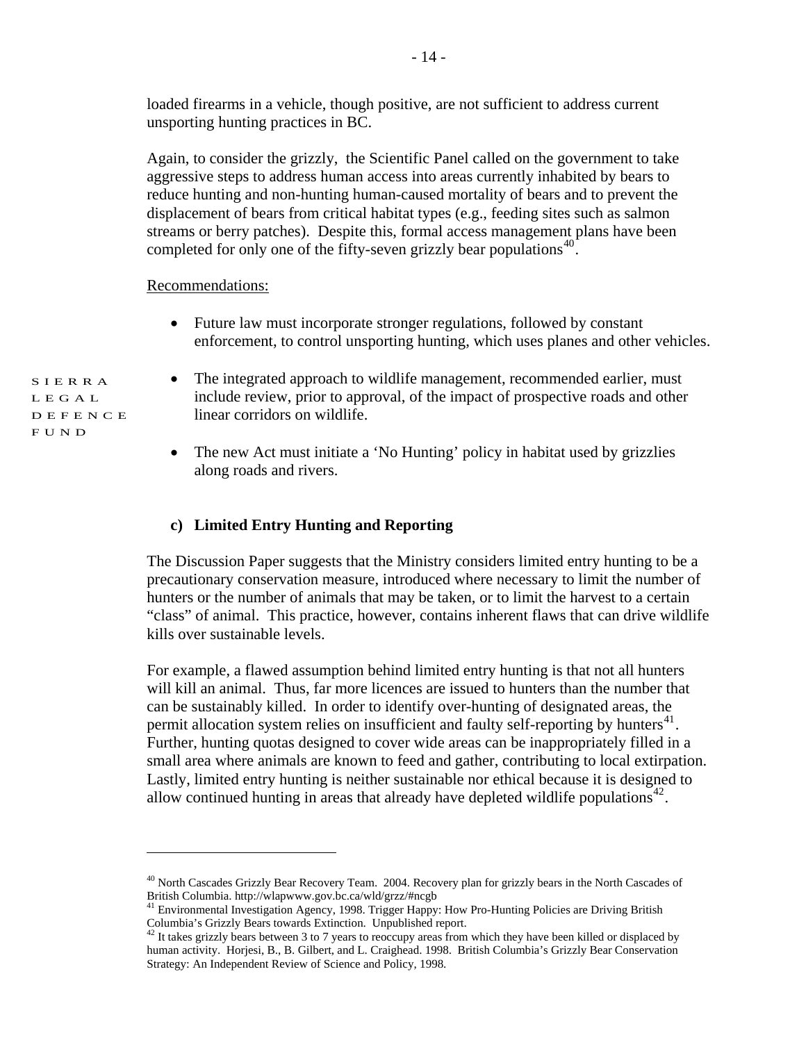loaded firearms in a vehicle, though positive, are not sufficient to address current unsporting hunting practices in BC.

Again, to consider the grizzly, the Scientific Panel called on the government to take aggressive steps to address human access into areas currently inhabited by bears to reduce hunting and non-hunting human-caused mortality of bears and to prevent the displacement of bears from critical habitat types (e.g., feeding sites such as salmon streams or berry patches). Despite this, formal access management plans have been completed for only one of the fifty-seven grizzly bear populations[40].

Recommendations:

- Future law must incorporate stronger regulations, followed by constant enforcement, to control unsporting hunting, which uses planes and other vehicles.
- The integrated approach to wildlife management, recommended earlier, must include review, prior to approval, of the impact of prospective roads and other linear corridors on wildlife.
- The new Act must initiate a 'No Hunting' policy in habitat used by grizzlies along roads and rivers.

### c) Limited Entry Hunting and Reporting

The Discussion Paper suggests that the Ministry considers limited entry hunting to be a precautionary conservation measure, introduced where necessary to limit the number of hunters or the number of animals that may be taken, or to limit the harvest to a certain "class" of animal. This practice, however, contains inherent flaws that can drive wildlife kills over sustainable levels.

For example, a flawed assumption behind limited entry hunting is that not all hunters will kill an animal. Thus, far more licences are issued to hunters than the number that can be sustainably killed. In order to identify over-hunting of designated areas, the permit allocation system relies on insufficient and faulty self-reporting by hunters[41]. Further, hunting quotas designed to cover wide areas can be inappropriately filled in a small area where animals are known to feed and gather, contributing to local extirpation. Lastly, limited entry hunting is neither sustainable nor ethical because it is designed to allow continued hunting in areas that already have depleted wildlife populations[42].

---

[40] North Cascades Grizzly Bear Recovery Team. 2004. Recovery plan for grizzly bears in the North Cascades of British Columbia. http://wlapwww.gov.bc.ca/wld/grzz/#ncgb

[41] Environmental Investigation Agency, 1998. Trigger Happy: How Pro-Hunting Policies are Driving British Columbia's Grizzly Bears towards Extinction. Unpublished report.

[42] It takes grizzly bears between 3 to 7 years to reoccupy areas from which they have been killed or displaced by human activity. Horjesi, B., B. Gilbert, and L. Craighead. 1998. British Columbia's Grizzly Bear Conservation Strategy: An Independent Review of Science and Policy, 1998.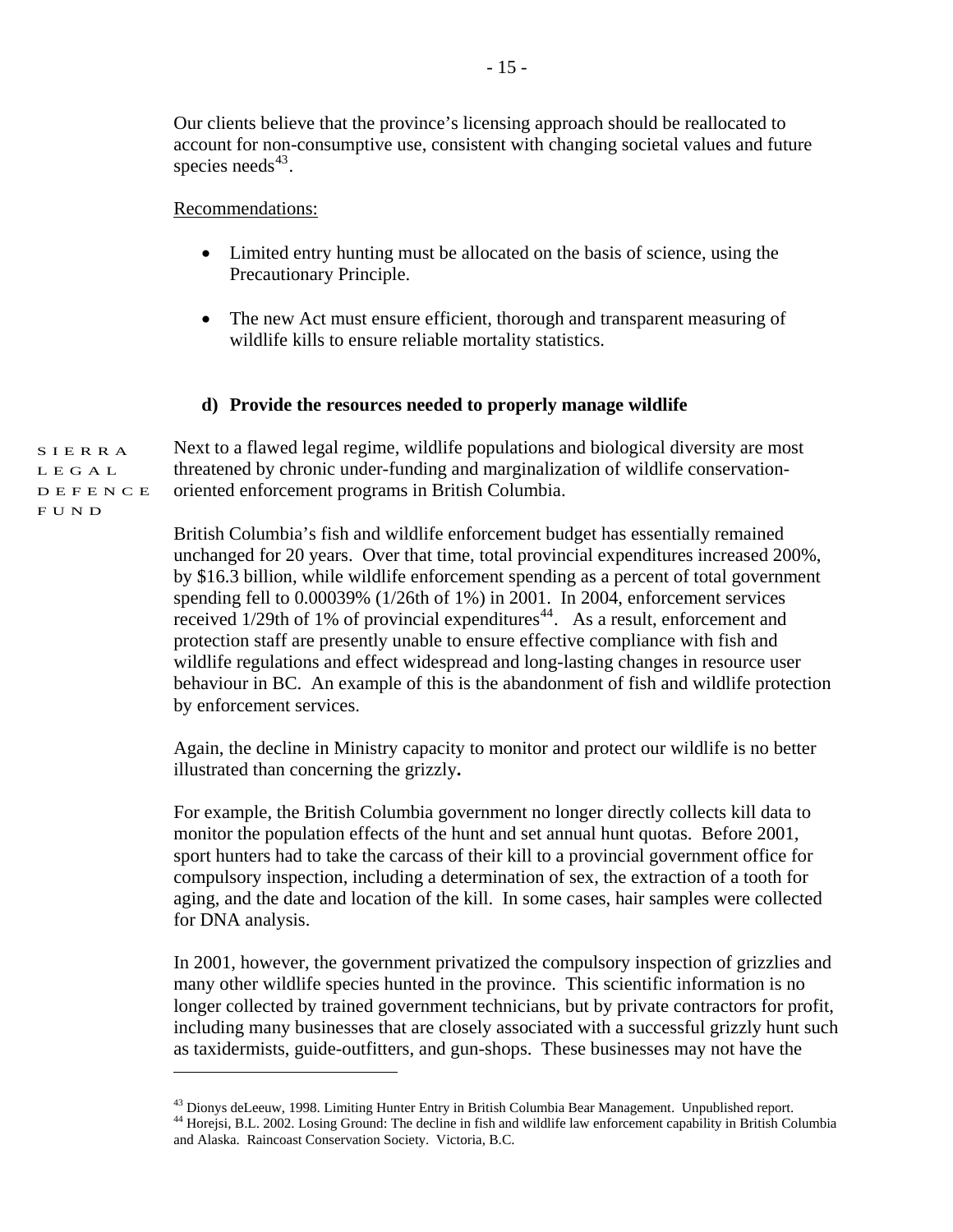Our clients believe that the province's licensing approach should be reallocated to account for non-consumptive use, consistent with changing societal values and future species needs[43].

Recommendations:

- Limited entry hunting must be allocated on the basis of science, using the Precautionary Principle.
- The new Act must ensure efficient, thorough and transparent measuring of wildlife kills to ensure reliable mortality statistics.

### d) Provide the resources needed to properly manage wildlife

Next to a flawed legal regime, wildlife populations and biological diversity are most threatened by chronic under-funding and marginalization of wildlife conservation-oriented enforcement programs in British Columbia.

British Columbia's fish and wildlife enforcement budget has essentially remained unchanged for 20 years. Over that time, total provincial expenditures increased 200%, by $16.3 billion, while wildlife enforcement spending as a percent of total government spending fell to 0.00039% (1/26th of 1%) in 2001. In 2004, enforcement services received 1/29th of 1% of provincial expenditures[44]. As a result, enforcement and protection staff are presently unable to ensure effective compliance with fish and wildlife regulations and effect widespread and long-lasting changes in resource user behaviour in BC. An example of this is the abandonment of fish and wildlife protection by enforcement services.

Again, the decline in Ministry capacity to monitor and protect our wildlife is no better illustrated than concerning the grizzly**.**

For example, the British Columbia government no longer directly collects kill data to monitor the population effects of the hunt and set annual hunt quotas. Before 2001, sport hunters had to take the carcass of their kill to a provincial government office for compulsory inspection, including a determination of sex, the extraction of a tooth for aging, and the date and location of the kill. In some cases, hair samples were collected for DNA analysis.

In 2001, however, the government privatized the compulsory inspection of grizzlies and many other wildlife species hunted in the province. This scientific information is no longer collected by trained government technicians, but by private contractors for profit, including many businesses that are closely associated with a successful grizzly hunt such as taxidermists, guide-outfitters, and gun-shops. These businesses may not have the

---

[43] Dionys deLeeuw, 1998. Limiting Hunter Entry in British Columbia Bear Management. Unpublished report.

[44] Horejsi, B.L. 2002. Losing Ground: The decline in fish and wildlife law enforcement capability in British Columbia and Alaska. Raincoast Conservation Society. Victoria, B.C.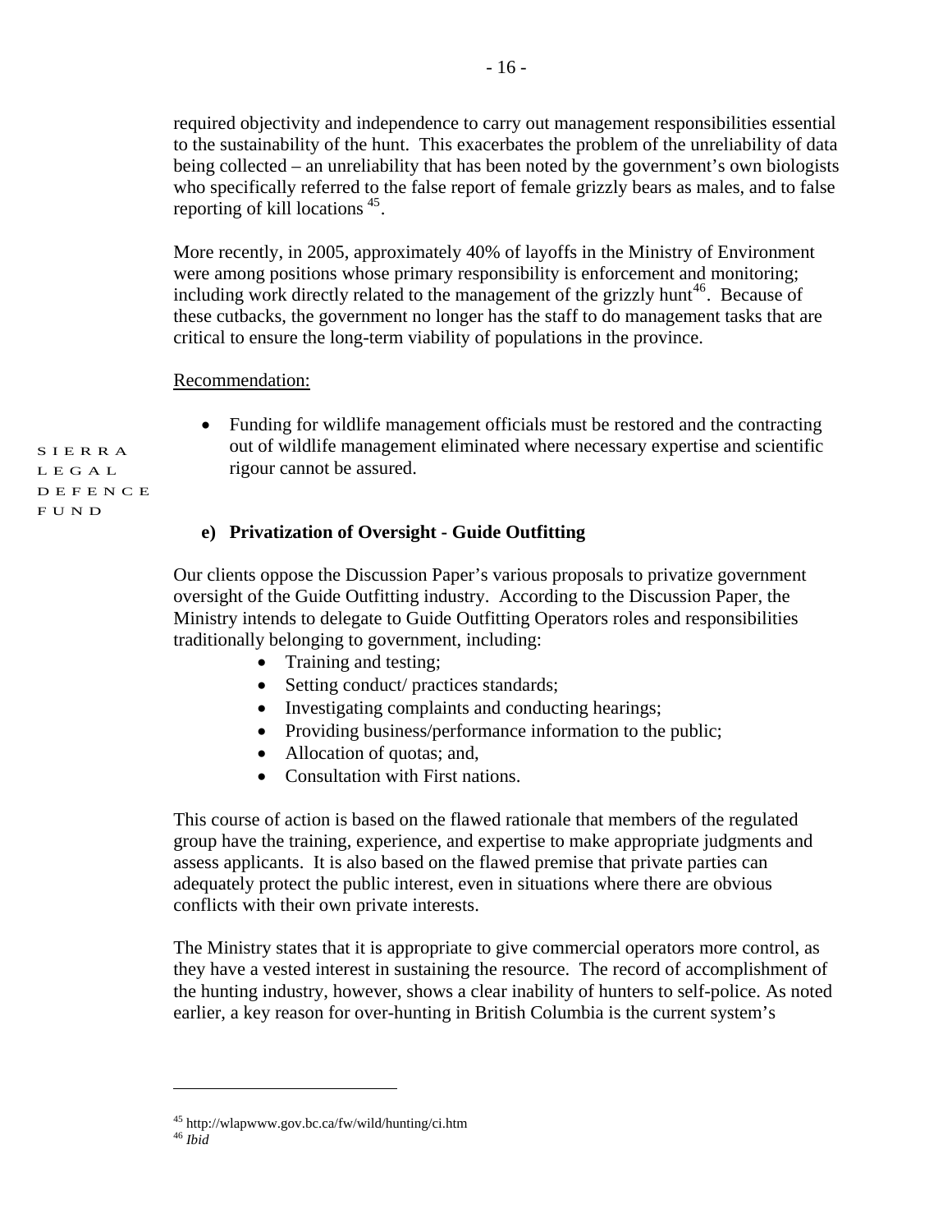required objectivity and independence to carry out management responsibilities essential to the sustainability of the hunt. This exacerbates the problem of the unreliability of data being collected – an unreliability that has been noted by the government's own biologists who specifically referred to the false report of female grizzly bears as males, and to false reporting of kill locations [45].

More recently, in 2005, approximately 40% of layoffs in the Ministry of Environment were among positions whose primary responsibility is enforcement and monitoring; including work directly related to the management of the grizzly hunt[46]. Because of these cutbacks, the government no longer has the staff to do management tasks that are critical to ensure the long-term viability of populations in the province.

Recommendation:

- Funding for wildlife management officials must be restored and the contracting out of wildlife management eliminated where necessary expertise and scientific rigour cannot be assured.

SIERRA LEGAL DEFENCE FUND

### e) Privatization of Oversight - Guide Outfitting

Our clients oppose the Discussion Paper's various proposals to privatize government oversight of the Guide Outfitting industry. According to the Discussion Paper, the Ministry intends to delegate to Guide Outfitting Operators roles and responsibilities traditionally belonging to government, including:

- Training and testing;
- Setting conduct/ practices standards;
- Investigating complaints and conducting hearings;
- Providing business/performance information to the public;
- Allocation of quotas; and,
- Consultation with First nations.

This course of action is based on the flawed rationale that members of the regulated group have the training, experience, and expertise to make appropriate judgments and assess applicants. It is also based on the flawed premise that private parties can adequately protect the public interest, even in situations where there are obvious conflicts with their own private interests.

The Ministry states that it is appropriate to give commercial operators more control, as they have a vested interest in sustaining the resource. The record of accomplishment of the hunting industry, however, shows a clear inability of hunters to self-police. As noted earlier, a key reason for over-hunting in British Columbia is the current system's

---

[45] http://wlapwww.gov.bc.ca/fw/wild/hunting/ci.htm

[46] *Ibid*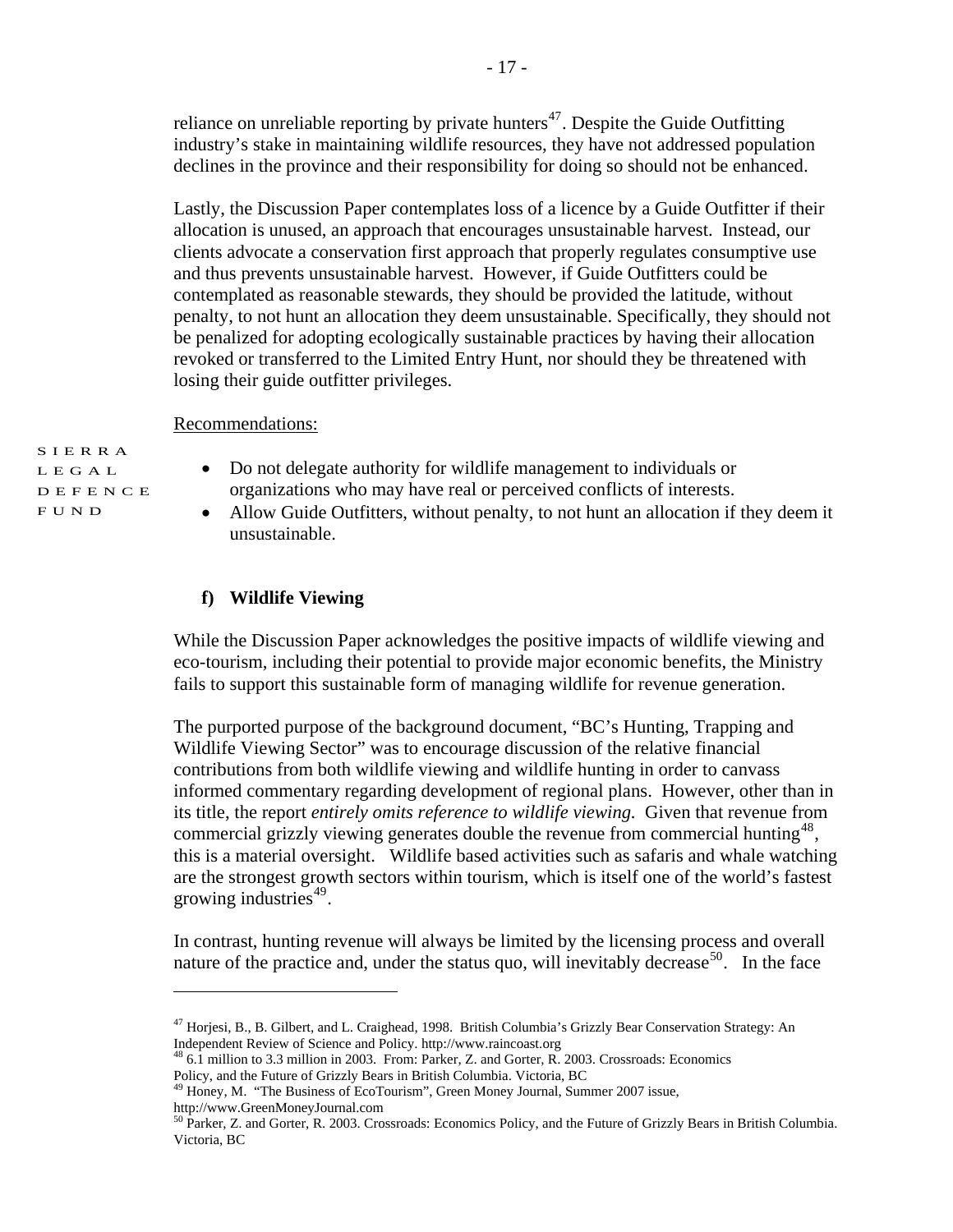reliance on unreliable reporting by private hunters[47]. Despite the Guide Outfitting industry's stake in maintaining wildlife resources, they have not addressed population declines in the province and their responsibility for doing so should not be enhanced.

Lastly, the Discussion Paper contemplates loss of a licence by a Guide Outfitter if their allocation is unused, an approach that encourages unsustainable harvest. Instead, our clients advocate a conservation first approach that properly regulates consumptive use and thus prevents unsustainable harvest. However, if Guide Outfitters could be contemplated as reasonable stewards, they should be provided the latitude, without penalty, to not hunt an allocation they deem unsustainable. Specifically, they should not be penalized for adopting ecologically sustainable practices by having their allocation revoked or transferred to the Limited Entry Hunt, nor should they be threatened with losing their guide outfitter privileges.

Recommendations:

- Do not delegate authority for wildlife management to individuals or organizations who may have real or perceived conflicts of interests.
- Allow Guide Outfitters, without penalty, to not hunt an allocation if they deem it unsustainable.

### f) Wildlife Viewing

While the Discussion Paper acknowledges the positive impacts of wildlife viewing and eco-tourism, including their potential to provide major economic benefits, the Ministry fails to support this sustainable form of managing wildlife for revenue generation.

The purported purpose of the background document, "BC's Hunting, Trapping and Wildlife Viewing Sector" was to encourage discussion of the relative financial contributions from both wildlife viewing and wildlife hunting in order to canvass informed commentary regarding development of regional plans. However, other than in its title, the report *entirely omits reference to wildlife viewing.* Given that revenue from commercial grizzly viewing generates double the revenue from commercial hunting[48], this is a material oversight. Wildlife based activities such as safaris and whale watching are the strongest growth sectors within tourism, which is itself one of the world's fastest growing industries[49].

In contrast, hunting revenue will always be limited by the licensing process and overall nature of the practice and, under the status quo, will inevitably decrease[50]. In the face

---

[47] Horjesi, B., B. Gilbert, and L. Craighead, 1998. British Columbia's Grizzly Bear Conservation Strategy: An Independent Review of Science and Policy. http://www.raincoast.org

[48] 6.1 million to 3.3 million in 2003. From: Parker, Z. and Gorter, R. 2003. Crossroads: Economics Policy, and the Future of Grizzly Bears in British Columbia. Victoria, BC

[49] Honey, M. "The Business of EcoTourism", Green Money Journal, Summer 2007 issue, http://www.GreenMoneyJournal.com

[50] Parker, Z. and Gorter, R. 2003. Crossroads: Economics Policy, and the Future of Grizzly Bears in British Columbia. Victoria, BC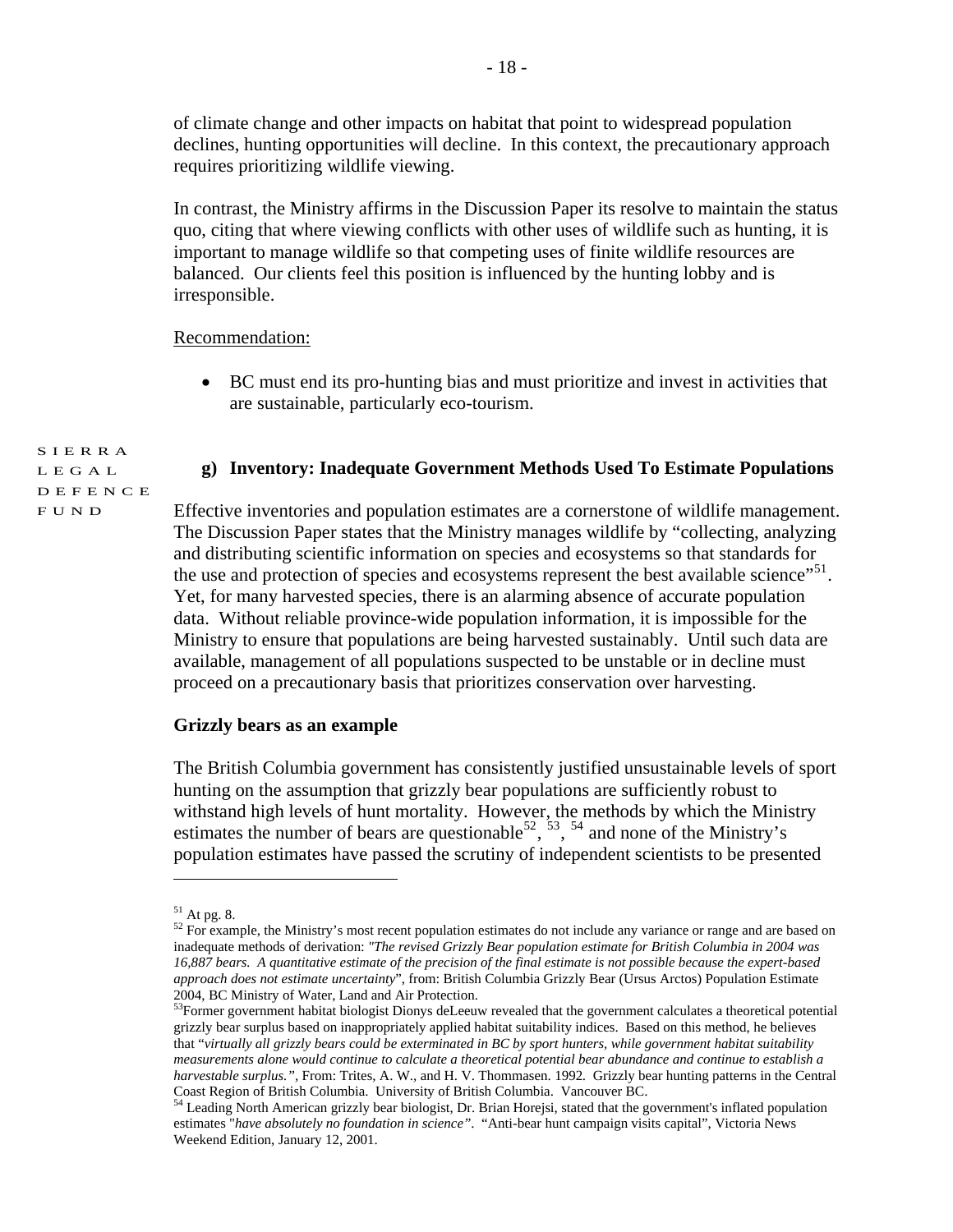of climate change and other impacts on habitat that point to widespread population declines, hunting opportunities will decline. In this context, the precautionary approach requires prioritizing wildlife viewing.

In contrast, the Ministry affirms in the Discussion Paper its resolve to maintain the status quo, citing that where viewing conflicts with other uses of wildlife such as hunting, it is important to manage wildlife so that competing uses of finite wildlife resources are balanced. Our clients feel this position is influenced by the hunting lobby and is irresponsible.

Recommendation:

- BC must end its pro-hunting bias and must prioritize and invest in activities that are sustainable, particularly eco-tourism.

### g) Inventory: Inadequate Government Methods Used To Estimate Populations

Effective inventories and population estimates are a cornerstone of wildlife management. The Discussion Paper states that the Ministry manages wildlife by "collecting, analyzing and distributing scientific information on species and ecosystems so that standards for the use and protection of species and ecosystems represent the best available science"[51]. Yet, for many harvested species, there is an alarming absence of accurate population data. Without reliable province-wide population information, it is impossible for the Ministry to ensure that populations are being harvested sustainably. Until such data are available, management of all populations suspected to be unstable or in decline must proceed on a precautionary basis that prioritizes conservation over harvesting.

**Grizzly bears as an example**

The British Columbia government has consistently justified unsustainable levels of sport hunting on the assumption that grizzly bear populations are sufficiently robust to withstand high levels of hunt mortality. However, the methods by which the Ministry estimates the number of bears are questionable[52], [53], [54] and none of the Ministry's population estimates have passed the scrutiny of independent scientists to be presented

---

[51] At pg. 8.

[52] For example, the Ministry's most recent population estimates do not include any variance or range and are based on inadequate methods of derivation: *"The revised Grizzly Bear population estimate for British Columbia in 2004 was 16,887 bears. A quantitative estimate of the precision of the final estimate is not possible because the expert-based approach does not estimate uncertainty"*, from: British Columbia Grizzly Bear (Ursus Arctos) Population Estimate 2004, BC Ministry of Water, Land and Air Protection.

[53] Former government habitat biologist Dionys deLeeuw revealed that the government calculates a theoretical potential grizzly bear surplus based on inappropriately applied habitat suitability indices. Based on this method, he believes that "*virtually all grizzly bears could be exterminated in BC by sport hunters, while government habitat suitability measurements alone would continue to calculate a theoretical potential bear abundance and continue to establish a harvestable surplus.",* From: Trites, A. W., and H. V. Thommasen. 1992. Grizzly bear hunting patterns in the Central Coast Region of British Columbia. University of British Columbia. Vancouver BC.

[54] Leading North American grizzly bear biologist, Dr. Brian Horejsi, stated that the government's inflated population estimates "*have absolutely no foundation in science"*. "Anti-bear hunt campaign visits capital", Victoria News Weekend Edition, January 12, 2001.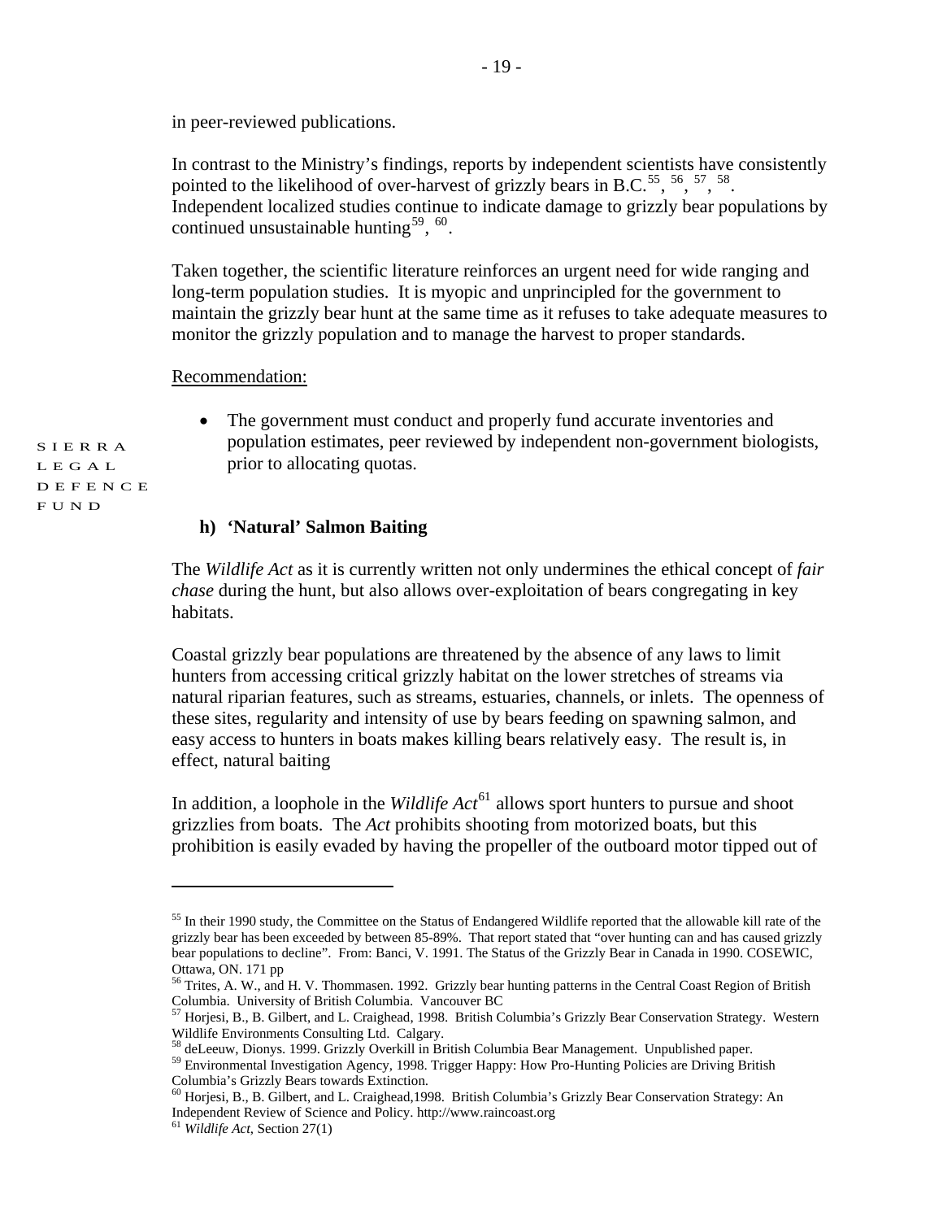in peer-reviewed publications.

In contrast to the Ministry's findings, reports by independent scientists have consistently pointed to the likelihood of over-harvest of grizzly bears in B.C.[55], [56], [57], [58]. Independent localized studies continue to indicate damage to grizzly bear populations by continued unsustainable hunting[59], [60].

Taken together, the scientific literature reinforces an urgent need for wide ranging and long-term population studies. It is myopic and unprincipled for the government to maintain the grizzly bear hunt at the same time as it refuses to take adequate measures to monitor the grizzly population and to manage the harvest to proper standards.

Recommendation:

- The government must conduct and properly fund accurate inventories and population estimates, peer reviewed by independent non-government biologists, prior to allocating quotas.

SIERRA LEGAL DEFENCE FUND

### h) 'Natural' Salmon Baiting

The *Wildlife Act* as it is currently written not only undermines the ethical concept of *fair chase* during the hunt, but also allows over-exploitation of bears congregating in key habitats.

Coastal grizzly bear populations are threatened by the absence of any laws to limit hunters from accessing critical grizzly habitat on the lower stretches of streams via natural riparian features, such as streams, estuaries, channels, or inlets. The openness of these sites, regularity and intensity of use by bears feeding on spawning salmon, and easy access to hunters in boats makes killing bears relatively easy. The result is, in effect, natural baiting

In addition, a loophole in the *Wildlife Act*[61] allows sport hunters to pursue and shoot grizzlies from boats. The *Act* prohibits shooting from motorized boats, but this prohibition is easily evaded by having the propeller of the outboard motor tipped out of

---

[55] In their 1990 study, the Committee on the Status of Endangered Wildlife reported that the allowable kill rate of the grizzly bear has been exceeded by between 85-89%. That report stated that "over hunting can and has caused grizzly bear populations to decline". From: Banci, V. 1991. The Status of the Grizzly Bear in Canada in 1990. COSEWIC, Ottawa, ON. 171 pp

[56] Trites, A. W., and H. V. Thommasen. 1992. Grizzly bear hunting patterns in the Central Coast Region of British Columbia. University of British Columbia. Vancouver BC

[57] Horjesi, B., B. Gilbert, and L. Craighead, 1998. British Columbia's Grizzly Bear Conservation Strategy. Western Wildlife Environments Consulting Ltd. Calgary.

[58] deLeeuw, Dionys. 1999. Grizzly Overkill in British Columbia Bear Management. Unpublished paper.

[59] Environmental Investigation Agency, 1998. Trigger Happy: How Pro-Hunting Policies are Driving British Columbia's Grizzly Bears towards Extinction.

[60] Horjesi, B., B. Gilbert, and L. Craighead,1998. British Columbia's Grizzly Bear Conservation Strategy: An Independent Review of Science and Policy. http://www.raincoast.org

[61] *Wildlife Act*, Section 27(1)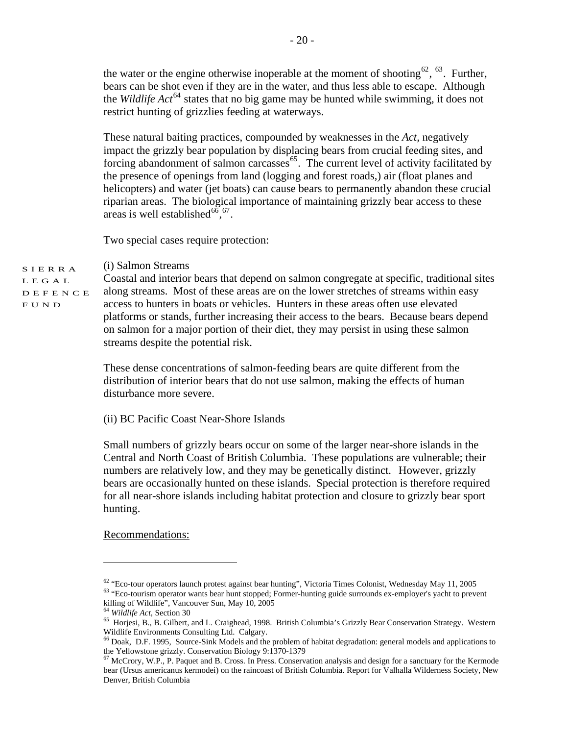the water or the engine otherwise inoperable at the moment of shooting[62], [63]. Further, bears can be shot even if they are in the water, and thus less able to escape. Although the *Wildlife Act*[64] states that no big game may be hunted while swimming, it does not restrict hunting of grizzlies feeding at waterways.

These natural baiting practices, compounded by weaknesses in the *Act,* negatively impact the grizzly bear population by displacing bears from crucial feeding sites, and forcing abandonment of salmon carcasses[65]. The current level of activity facilitated by the presence of openings from land (logging and forest roads,) air (float planes and helicopters) and water (jet boats) can cause bears to permanently abandon these crucial riparian areas. The biological importance of maintaining grizzly bear access to these areas is well established[66],[67].

Two special cases require protection:

(i) Salmon Streams

Coastal and interior bears that depend on salmon congregate at specific, traditional sites along streams. Most of these areas are on the lower stretches of streams within easy access to hunters in boats or vehicles. Hunters in these areas often use elevated platforms or stands, further increasing their access to the bears. Because bears depend on salmon for a major portion of their diet, they may persist in using these salmon streams despite the potential risk.

These dense concentrations of salmon-feeding bears are quite different from the distribution of interior bears that do not use salmon, making the effects of human disturbance more severe.

(ii) BC Pacific Coast Near-Shore Islands

Small numbers of grizzly bears occur on some of the larger near-shore islands in the Central and North Coast of British Columbia. These populations are vulnerable; their numbers are relatively low, and they may be genetically distinct. However, grizzly bears are occasionally hunted on these islands. Special protection is therefore required for all near-shore islands including habitat protection and closure to grizzly bear sport hunting.

<u>Recommendations:</u>

---

[62] "Eco-tour operators launch protest against bear hunting", Victoria Times Colonist, Wednesday May 11, 2005

[63] "Eco-tourism operator wants bear hunt stopped; Former-hunting guide surrounds ex-employer's yacht to prevent killing of Wildlife", Vancouver Sun, May 10, 2005

[64] *Wildlife Act*, Section 30

[65] Horjesi, B., B. Gilbert, and L. Craighead, 1998. British Columbia's Grizzly Bear Conservation Strategy. Western Wildlife Environments Consulting Ltd. Calgary.

[66] Doak, D.F. 1995, Source-Sink Models and the problem of habitat degradation: general models and applications to the Yellowstone grizzly. Conservation Biology 9:1370-1379

[67] McCrory, W.P., P. Paquet and B. Cross. In Press. Conservation analysis and design for a sanctuary for the Kermode bear (Ursus americanus kermodei) on the raincoast of British Columbia. Report for Valhalla Wilderness Society, New Denver, British Columbia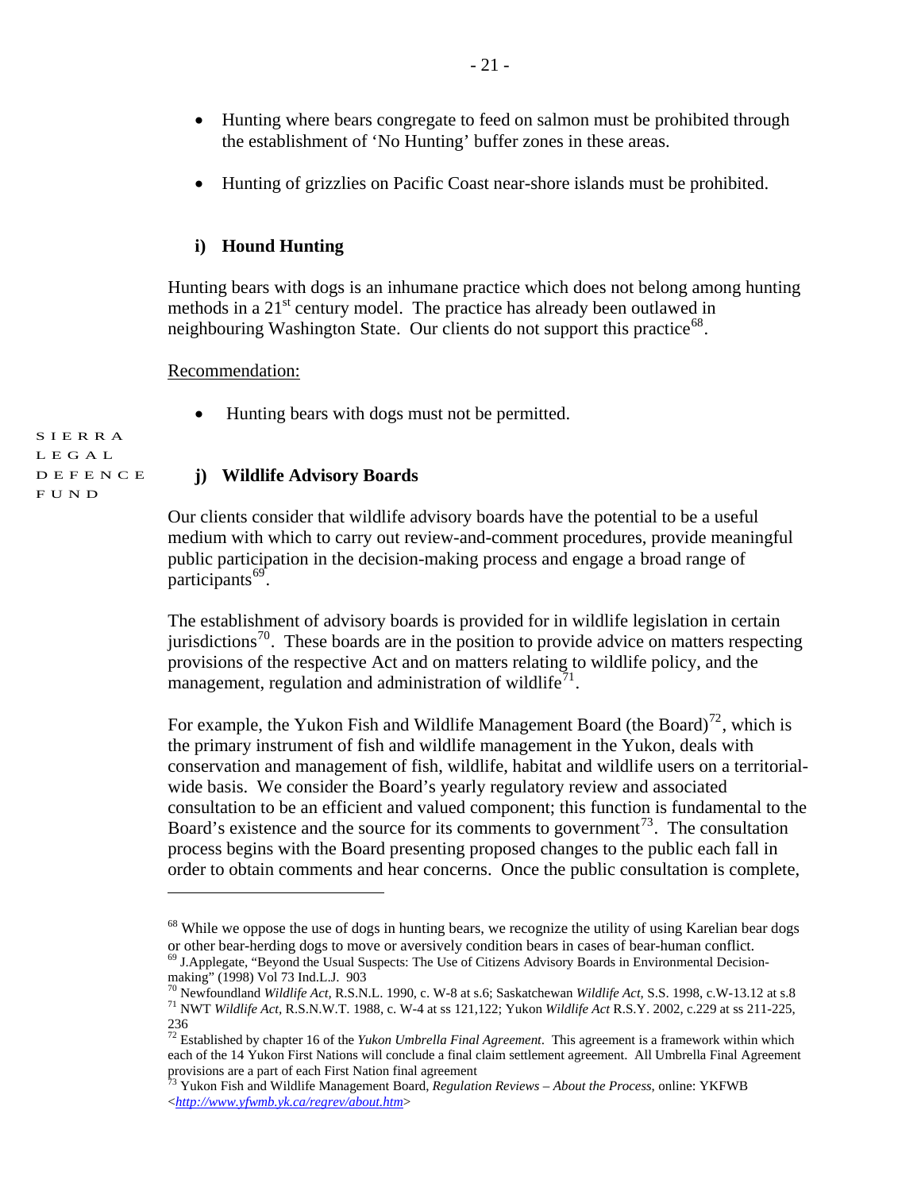- Hunting where bears congregate to feed on salmon must be prohibited through the establishment of 'No Hunting' buffer zones in these areas.

- Hunting of grizzlies on Pacific Coast near-shore islands must be prohibited.

### i) Hound Hunting

Hunting bears with dogs is an inhumane practice which does not belong among hunting methods in a 21st century model. The practice has already been outlawed in neighbouring Washington State. Our clients do not support this practice[68].

Recommendation:

- Hunting bears with dogs must not be permitted.

### j) Wildlife Advisory Boards

Our clients consider that wildlife advisory boards have the potential to be a useful medium with which to carry out review-and-comment procedures, provide meaningful public participation in the decision-making process and engage a broad range of participants[69].

The establishment of advisory boards is provided for in wildlife legislation in certain jurisdictions[70]. These boards are in the position to provide advice on matters respecting provisions of the respective Act and on matters relating to wildlife policy, and the management, regulation and administration of wildlife[71].

For example, the Yukon Fish and Wildlife Management Board (the Board)[72], which is the primary instrument of fish and wildlife management in the Yukon, deals with conservation and management of fish, wildlife, habitat and wildlife users on a territorial-wide basis. We consider the Board's yearly regulatory review and associated consultation to be an efficient and valued component; this function is fundamental to the Board's existence and the source for its comments to government[73]. The consultation process begins with the Board presenting proposed changes to the public each fall in order to obtain comments and hear concerns. Once the public consultation is complete,

---

[68] While we oppose the use of dogs in hunting bears, we recognize the utility of using Karelian bear dogs or other bear-herding dogs to move or aversively condition bears in cases of bear-human conflict.

[69] J.Applegate, "Beyond the Usual Suspects: The Use of Citizens Advisory Boards in Environmental Decision-making" (1998) Vol 73 Ind.L.J. 903

[70] Newfoundland *Wildlife Act,* R.S.N.L. 1990, c. W-8 at s.6; Saskatchewan *Wildlife Act,* S.S. 1998, c.W-13.12 at s.8

[71] NWT *Wildlife Act,* R.S.N.W.T. 1988, c. W-4 at ss 121,122; Yukon *Wildlife Act* R.S.Y. 2002, c.229 at ss 211-225, 236

[72] Established by chapter 16 of the *Yukon Umbrella Final Agreement*. This agreement is a framework within which each of the 14 Yukon First Nations will conclude a final claim settlement agreement. All Umbrella Final Agreement provisions are a part of each First Nation final agreement

[73] Yukon Fish and Wildlife Management Board, *Regulation Reviews – About the Process*, online: YKFWB <http://www.yfwmb.yk.ca/regrev/about.htm>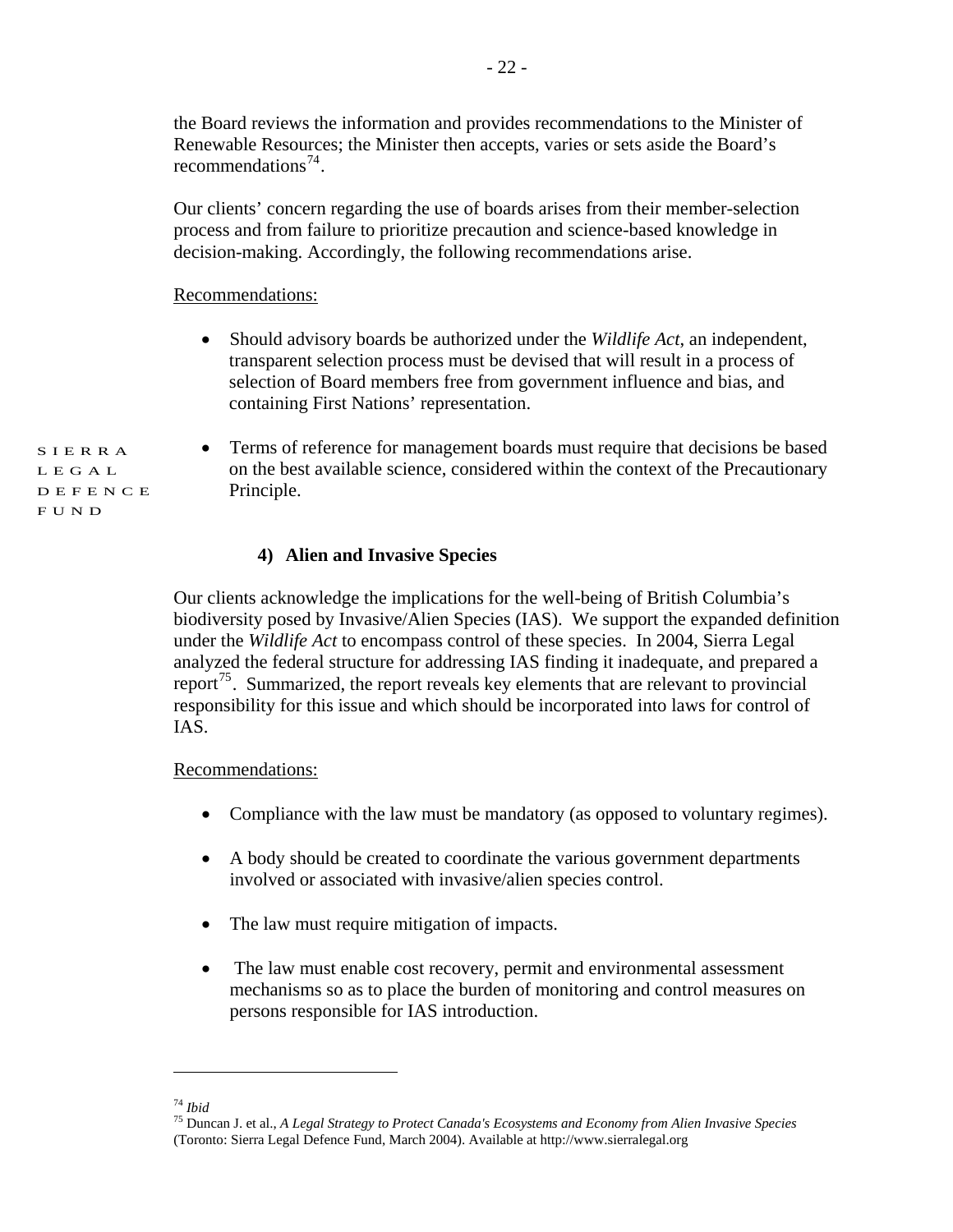the Board reviews the information and provides recommendations to the Minister of Renewable Resources; the Minister then accepts, varies or sets aside the Board's recommendations[74].

Our clients' concern regarding the use of boards arises from their member-selection process and from failure to prioritize precaution and science-based knowledge in decision-making. Accordingly, the following recommendations arise.

Recommendations:

- Should advisory boards be authorized under the *Wildlife Act*, an independent, transparent selection process must be devised that will result in a process of selection of Board members free from government influence and bias, and containing First Nations' representation.

- Terms of reference for management boards must require that decisions be based on the best available science, considered within the context of the Precautionary Principle.

### 4) Alien and Invasive Species

Our clients acknowledge the implications for the well-being of British Columbia's biodiversity posed by Invasive/Alien Species (IAS). We support the expanded definition under the *Wildlife Act* to encompass control of these species. In 2004, Sierra Legal analyzed the federal structure for addressing IAS finding it inadequate, and prepared a report[75]. Summarized, the report reveals key elements that are relevant to provincial responsibility for this issue and which should be incorporated into laws for control of IAS.

Recommendations:

- Compliance with the law must be mandatory (as opposed to voluntary regimes).

- A body should be created to coordinate the various government departments involved or associated with invasive/alien species control.

- The law must require mitigation of impacts.

- The law must enable cost recovery, permit and environmental assessment mechanisms so as to place the burden of monitoring and control measures on persons responsible for IAS introduction.

---

[74] *Ibid*

[75] Duncan J. et al., *A Legal Strategy to Protect Canada's Ecosystems and Economy from Alien Invasive Species* (Toronto: Sierra Legal Defence Fund, March 2004). Available at http://www.sierralegal.org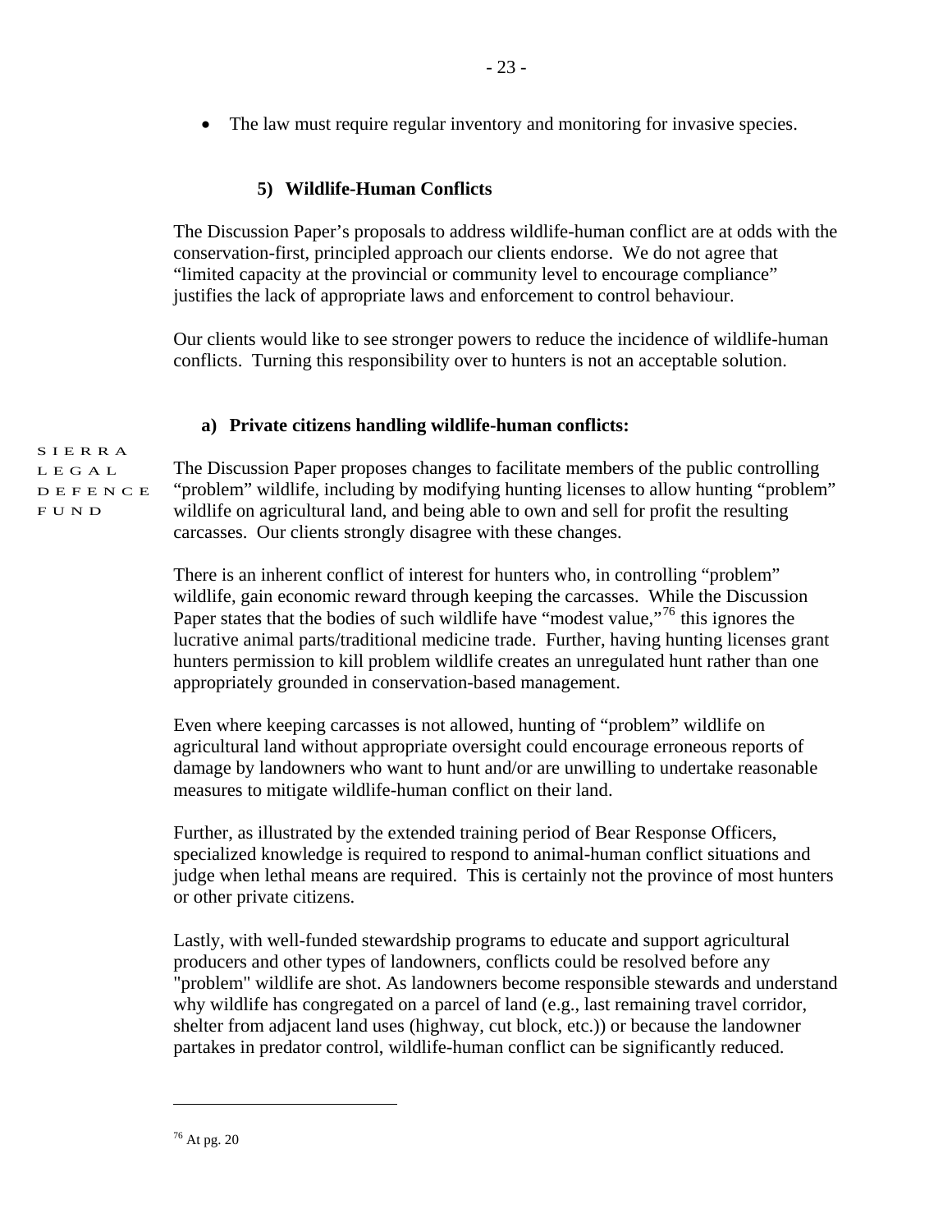- The law must require regular inventory and monitoring for invasive species.

### 5) Wildlife-Human Conflicts

The Discussion Paper's proposals to address wildlife-human conflict are at odds with the conservation-first, principled approach our clients endorse. We do not agree that "limited capacity at the provincial or community level to encourage compliance" justifies the lack of appropriate laws and enforcement to control behaviour.

Our clients would like to see stronger powers to reduce the incidence of wildlife-human conflicts. Turning this responsibility over to hunters is not an acceptable solution.

#### a) Private citizens handling wildlife-human conflicts:

The Discussion Paper proposes changes to facilitate members of the public controlling "problem" wildlife, including by modifying hunting licenses to allow hunting "problem" wildlife on agricultural land, and being able to own and sell for profit the resulting carcasses. Our clients strongly disagree with these changes.

There is an inherent conflict of interest for hunters who, in controlling "problem" wildlife, gain economic reward through keeping the carcasses. While the Discussion Paper states that the bodies of such wildlife have "modest value,"[76] this ignores the lucrative animal parts/traditional medicine trade. Further, having hunting licenses grant hunters permission to kill problem wildlife creates an unregulated hunt rather than one appropriately grounded in conservation-based management.

Even where keeping carcasses is not allowed, hunting of "problem" wildlife on agricultural land without appropriate oversight could encourage erroneous reports of damage by landowners who want to hunt and/or are unwilling to undertake reasonable measures to mitigate wildlife-human conflict on their land.

Further, as illustrated by the extended training period of Bear Response Officers, specialized knowledge is required to respond to animal-human conflict situations and judge when lethal means are required. This is certainly not the province of most hunters or other private citizens.

Lastly, with well-funded stewardship programs to educate and support agricultural producers and other types of landowners, conflicts could be resolved before any "problem" wildlife are shot. As landowners become responsible stewards and understand why wildlife has congregated on a parcel of land (e.g., last remaining travel corridor, shelter from adjacent land uses (highway, cut block, etc.)) or because the landowner partakes in predator control, wildlife-human conflict can be significantly reduced.

---

[76] At pg. 20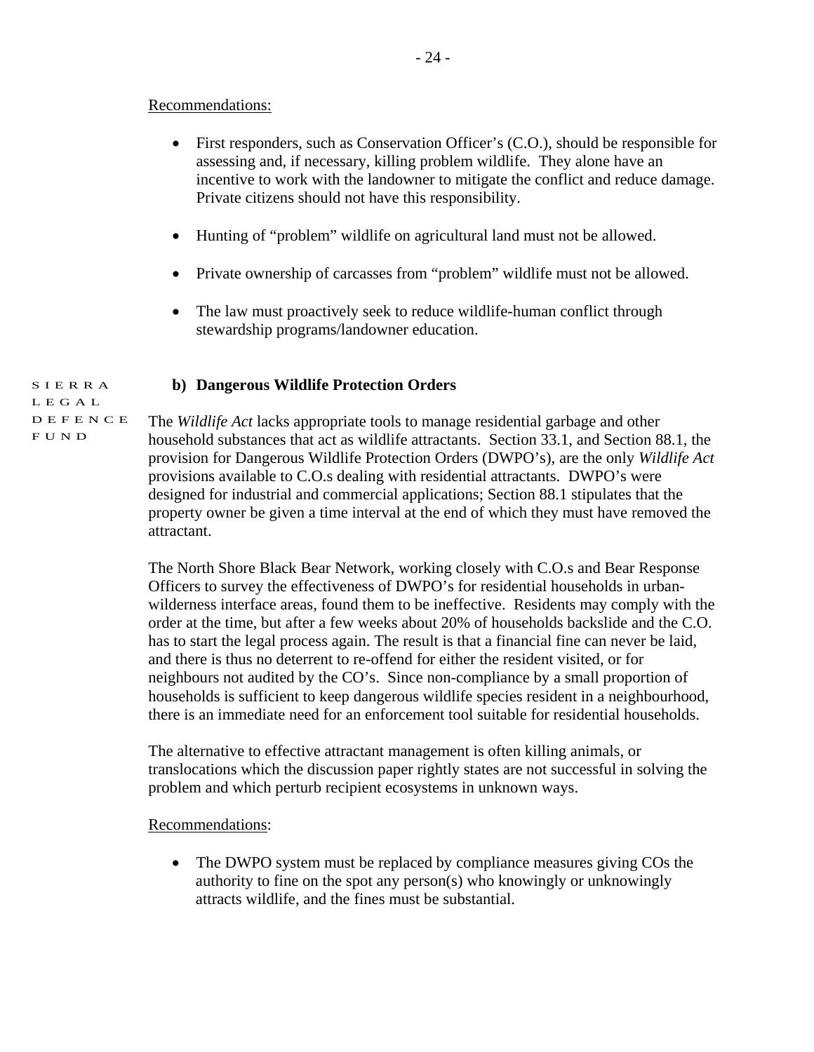Recommendations:

- First responders, such as Conservation Officer's (C.O.), should be responsible for assessing and, if necessary, killing problem wildlife. They alone have an incentive to work with the landowner to mitigate the conflict and reduce damage. Private citizens should not have this responsibility.
- Hunting of "problem" wildlife on agricultural land must not be allowed.
- Private ownership of carcasses from "problem" wildlife must not be allowed.
- The law must proactively seek to reduce wildlife-human conflict through stewardship programs/landowner education.

SIERRA LEGAL DEFENCE FUND

**b) Dangerous Wildlife Protection Orders**

The *Wildlife Act* lacks appropriate tools to manage residential garbage and other household substances that act as wildlife attractants. Section 33.1, and Section 88.1, the provision for Dangerous Wildlife Protection Orders (DWPO's), are the only *Wildlife Act* provisions available to C.O.s dealing with residential attractants. DWPO's were designed for industrial and commercial applications; Section 88.1 stipulates that the property owner be given a time interval at the end of which they must have removed the attractant.

The North Shore Black Bear Network, working closely with C.O.s and Bear Response Officers to survey the effectiveness of DWPO's for residential households in urban-wilderness interface areas, found them to be ineffective. Residents may comply with the order at the time, but after a few weeks about 20% of households backslide and the C.O. has to start the legal process again. The result is that a financial fine can never be laid, and there is thus no deterrent to re-offend for either the resident visited, or for neighbours not audited by the CO's. Since non-compliance by a small proportion of households is sufficient to keep dangerous wildlife species resident in a neighbourhood, there is an immediate need for an enforcement tool suitable for residential households.

The alternative to effective attractant management is often killing animals, or translocations which the discussion paper rightly states are not successful in solving the problem and which perturb recipient ecosystems in unknown ways.

Recommendations:

- The DWPO system must be replaced by compliance measures giving COs the authority to fine on the spot any person(s) who knowingly or unknowingly attracts wildlife, and the fines must be substantial.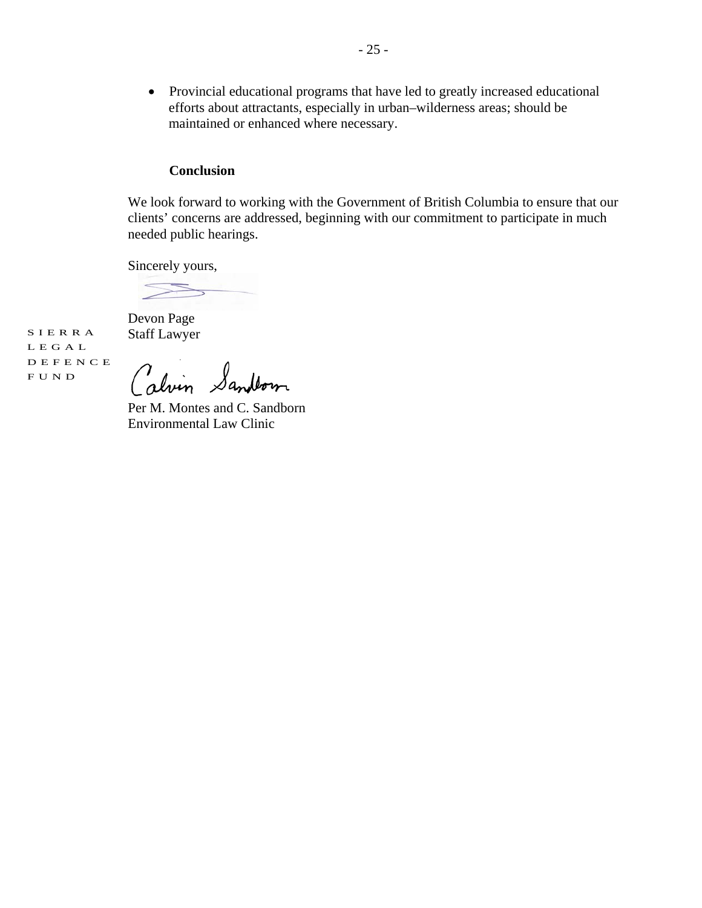- Provincial educational programs that have led to greatly increased educational efforts about attractants, especially in urban–wilderness areas; should be maintained or enhanced where necessary.

**Conclusion**

We look forward to working with the Government of British Columbia to ensure that our clients' concerns are addressed, beginning with our commitment to participate in much needed public hearings.

Sincerely yours,

Devon Page
Staff Lawyer

SIERRA LEGAL DEFENCE FUND

Per M. Montes and C. Sandborn
Environmental Law Clinic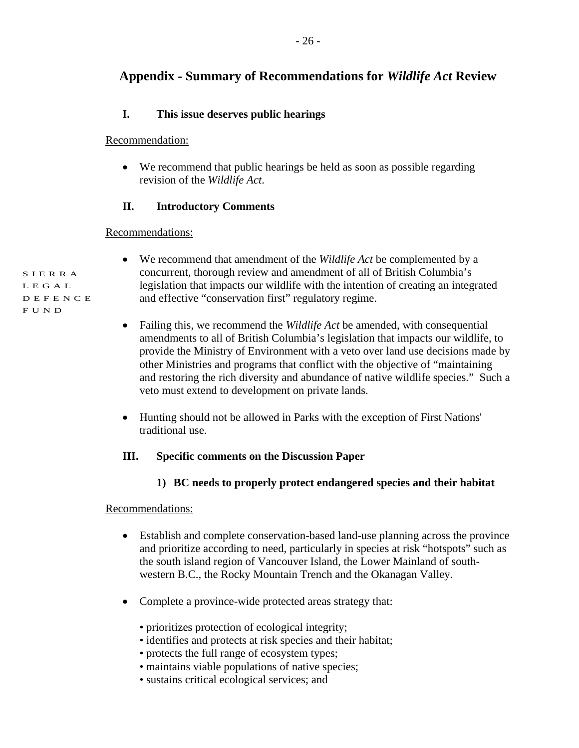## Appendix - Summary of Recommendations for *Wildlife Act* Review

### I. This issue deserves public hearings

Recommendation:

- We recommend that public hearings be held as soon as possible regarding revision of the *Wildlife Act*.

### II. Introductory Comments

Recommendations:

- We recommend that amendment of the *Wildlife Act* be complemented by a concurrent, thorough review and amendment of all of British Columbia's legislation that impacts our wildlife with the intention of creating an integrated and effective "conservation first" regulatory regime.

- Failing this, we recommend the *Wildlife Act* be amended, with consequential amendments to all of British Columbia's legislation that impacts our wildlife, to provide the Ministry of Environment with a veto over land use decisions made by other Ministries and programs that conflict with the objective of "maintaining and restoring the rich diversity and abundance of native wildlife species." Such a veto must extend to development on private lands.

- Hunting should not be allowed in Parks with the exception of First Nations' traditional use.

### III. Specific comments on the Discussion Paper

#### 1) BC needs to properly protect endangered species and their habitat

Recommendations:

- Establish and complete conservation-based land-use planning across the province and prioritize according to need, particularly in species at risk "hotspots" such as the south island region of Vancouver Island, the Lower Mainland of south-western B.C., the Rocky Mountain Trench and the Okanagan Valley.

- Complete a province-wide protected areas strategy that:

  - prioritizes protection of ecological integrity;
  - identifies and protects at risk species and their habitat;
  - protects the full range of ecosystem types;
  - maintains viable populations of native species;
  - sustains critical ecological services; and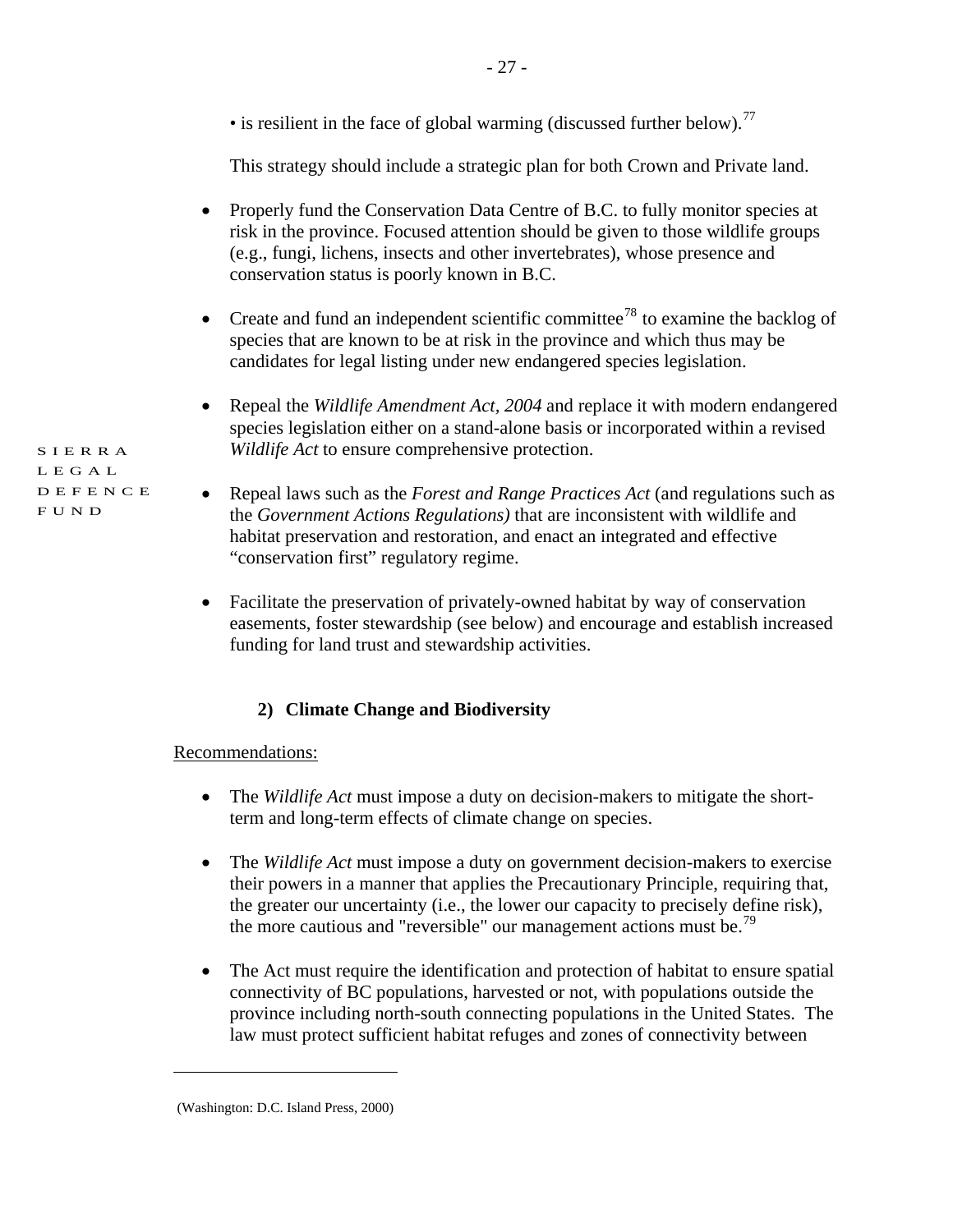• is resilient in the face of global warming (discussed further below).[77]

This strategy should include a strategic plan for both Crown and Private land.

- Properly fund the Conservation Data Centre of B.C. to fully monitor species at risk in the province. Focused attention should be given to those wildlife groups (e.g., fungi, lichens, insects and other invertebrates), whose presence and conservation status is poorly known in B.C.

- Create and fund an independent scientific committee[78] to examine the backlog of species that are known to be at risk in the province and which thus may be candidates for legal listing under new endangered species legislation.

- Repeal the *Wildlife Amendment Act, 2004* and replace it with modern endangered species legislation either on a stand-alone basis or incorporated within a revised *Wildlife Act* to ensure comprehensive protection.

- Repeal laws such as the *Forest and Range Practices Act* (and regulations such as the *Government Actions Regulations)* that are inconsistent with wildlife and habitat preservation and restoration, and enact an integrated and effective "conservation first" regulatory regime.

- Facilitate the preservation of privately-owned habitat by way of conservation easements, foster stewardship (see below) and encourage and establish increased funding for land trust and stewardship activities.

### 2) Climate Change and Biodiversity

Recommendations:

- The *Wildlife Act* must impose a duty on decision-makers to mitigate the short-term and long-term effects of climate change on species.

- The *Wildlife Act* must impose a duty on government decision-makers to exercise their powers in a manner that applies the Precautionary Principle, requiring that, the greater our uncertainty (i.e., the lower our capacity to precisely define risk), the more cautious and "reversible" our management actions must be.[79]

- The Act must require the identification and protection of habitat to ensure spatial connectivity of BC populations, harvested or not, with populations outside the province including north-south connecting populations in the United States. The law must protect sufficient habitat refuges and zones of connectivity between

---

(Washington: D.C. Island Press, 2000)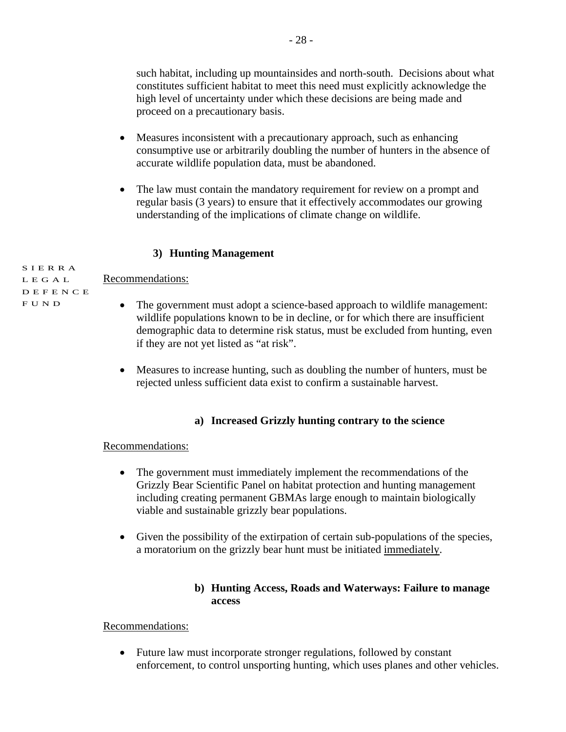such habitat, including up mountainsides and north-south. Decisions about what constitutes sufficient habitat to meet this need must explicitly acknowledge the high level of uncertainty under which these decisions are being made and proceed on a precautionary basis.

- Measures inconsistent with a precautionary approach, such as enhancing consumptive use or arbitrarily doubling the number of hunters in the absence of accurate wildlife population data, must be abandoned.

- The law must contain the mandatory requirement for review on a prompt and regular basis (3 years) to ensure that it effectively accommodates our growing understanding of the implications of climate change on wildlife.

### 3) Hunting Management

<u>Recommendations:</u>

- The government must adopt a science-based approach to wildlife management: wildlife populations known to be in decline, or for which there are insufficient demographic data to determine risk status, must be excluded from hunting, even if they are not yet listed as "at risk".

- Measures to increase hunting, such as doubling the number of hunters, must be rejected unless sufficient data exist to confirm a sustainable harvest.

#### a) Increased Grizzly hunting contrary to the science

<u>Recommendations:</u>

- The government must immediately implement the recommendations of the Grizzly Bear Scientific Panel on habitat protection and hunting management including creating permanent GBMAs large enough to maintain biologically viable and sustainable grizzly bear populations.

- Given the possibility of the extirpation of certain sub-populations of the species, a moratorium on the grizzly bear hunt must be initiated <u>immediately</u>.

#### b) Hunting Access, Roads and Waterways: Failure to manage access

<u>Recommendations:</u>

- Future law must incorporate stronger regulations, followed by constant enforcement, to control unsporting hunting, which uses planes and other vehicles.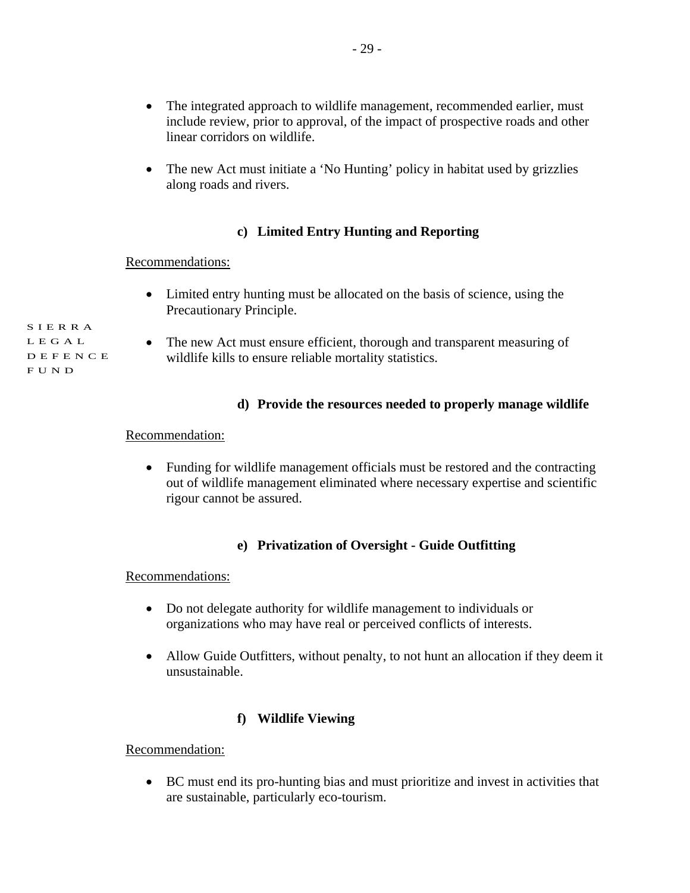- The integrated approach to wildlife management, recommended earlier, must include review, prior to approval, of the impact of prospective roads and other linear corridors on wildlife.

- The new Act must initiate a 'No Hunting' policy in habitat used by grizzlies along roads and rivers.

### c) Limited Entry Hunting and Reporting

Recommendations:

- Limited entry hunting must be allocated on the basis of science, using the Precautionary Principle.

- The new Act must ensure efficient, thorough and transparent measuring of wildlife kills to ensure reliable mortality statistics.

### d) Provide the resources needed to properly manage wildlife

Recommendation:

- Funding for wildlife management officials must be restored and the contracting out of wildlife management eliminated where necessary expertise and scientific rigour cannot be assured.

### e) Privatization of Oversight - Guide Outfitting

Recommendations:

- Do not delegate authority for wildlife management to individuals or organizations who may have real or perceived conflicts of interests.

- Allow Guide Outfitters, without penalty, to not hunt an allocation if they deem it unsustainable.

### f) Wildlife Viewing

Recommendation:

- BC must end its pro-hunting bias and must prioritize and invest in activities that are sustainable, particularly eco-tourism.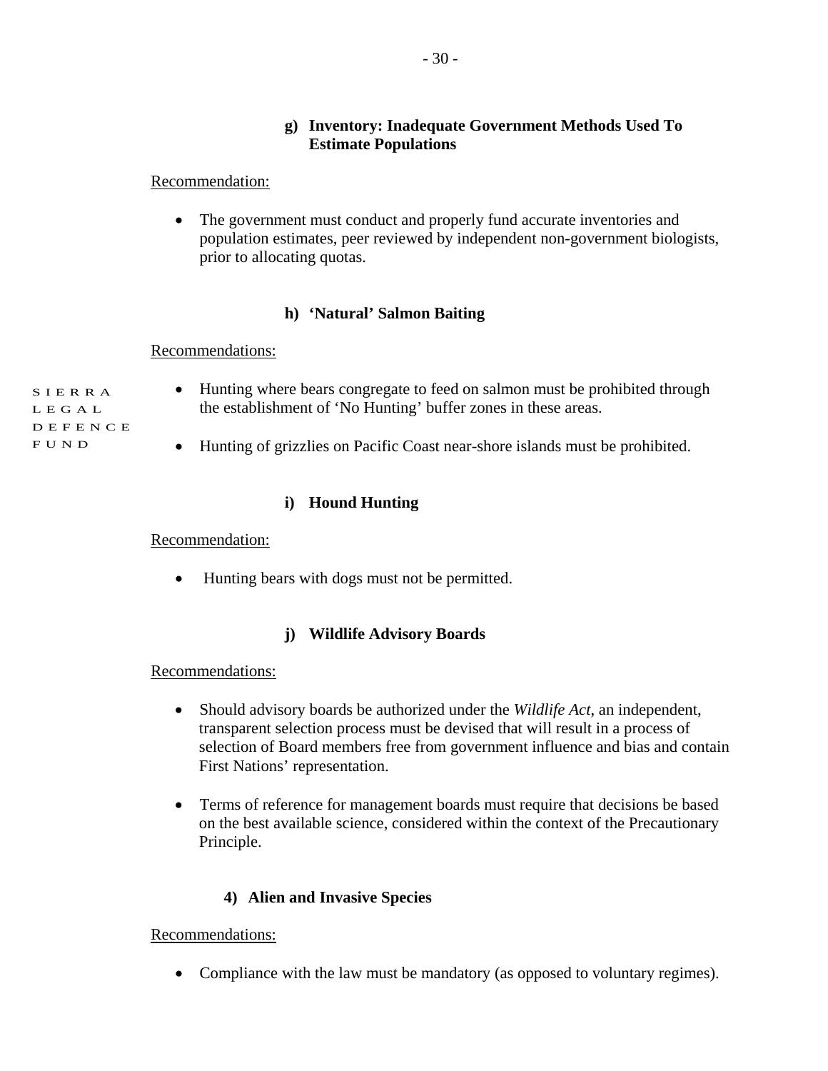#### g) Inventory: Inadequate Government Methods Used To Estimate Populations

Recommendation:

- The government must conduct and properly fund accurate inventories and population estimates, peer reviewed by independent non-government biologists, prior to allocating quotas.

#### h) 'Natural' Salmon Baiting

Recommendations:

- Hunting where bears congregate to feed on salmon must be prohibited through the establishment of 'No Hunting' buffer zones in these areas.
- Hunting of grizzlies on Pacific Coast near-shore islands must be prohibited.

#### i) Hound Hunting

Recommendation:

- Hunting bears with dogs must not be permitted.

#### j) Wildlife Advisory Boards

Recommendations:

- Should advisory boards be authorized under the *Wildlife Act*, an independent, transparent selection process must be devised that will result in a process of selection of Board members free from government influence and bias and contain First Nations' representation.
- Terms of reference for management boards must require that decisions be based on the best available science, considered within the context of the Precautionary Principle.

### 4) Alien and Invasive Species

Recommendations:

- Compliance with the law must be mandatory (as opposed to voluntary regimes).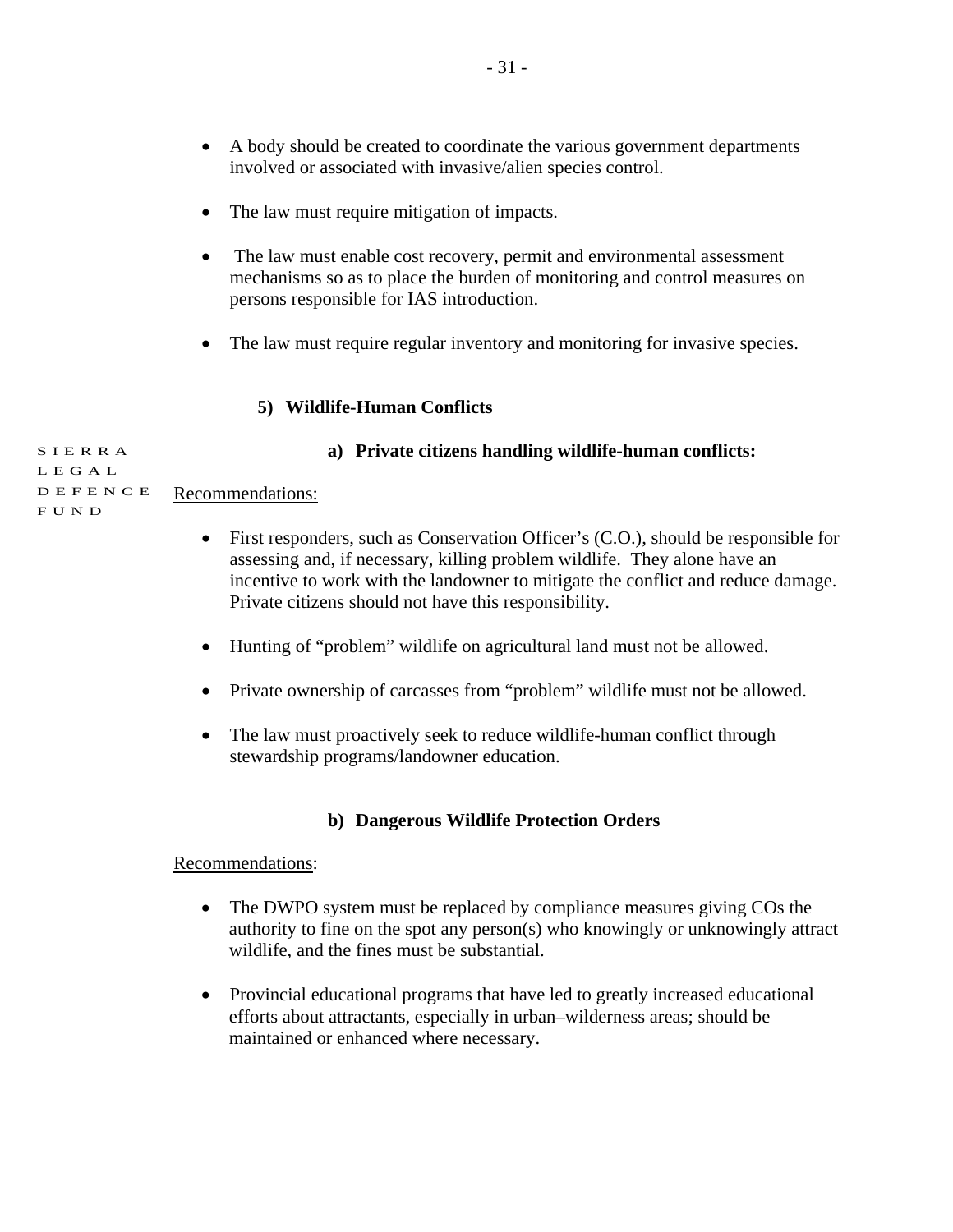- A body should be created to coordinate the various government departments involved or associated with invasive/alien species control.

- The law must require mitigation of impacts.

- The law must enable cost recovery, permit and environmental assessment mechanisms so as to place the burden of monitoring and control measures on persons responsible for IAS introduction.

- The law must require regular inventory and monitoring for invasive species.

### 5) Wildlife-Human Conflicts

#### a) Private citizens handling wildlife-human conflicts:

SIERRA LEGAL DEFENCE FUND

Recommendations:

- First responders, such as Conservation Officer's (C.O.), should be responsible for assessing and, if necessary, killing problem wildlife. They alone have an incentive to work with the landowner to mitigate the conflict and reduce damage. Private citizens should not have this responsibility.

- Hunting of "problem" wildlife on agricultural land must not be allowed.

- Private ownership of carcasses from "problem" wildlife must not be allowed.

- The law must proactively seek to reduce wildlife-human conflict through stewardship programs/landowner education.

#### b) Dangerous Wildlife Protection Orders

Recommendations:

- The DWPO system must be replaced by compliance measures giving COs the authority to fine on the spot any person(s) who knowingly or unknowingly attract wildlife, and the fines must be substantial.

- Provincial educational programs that have led to greatly increased educational efforts about attractants, especially in urban–wilderness areas; should be maintained or enhanced where necessary.